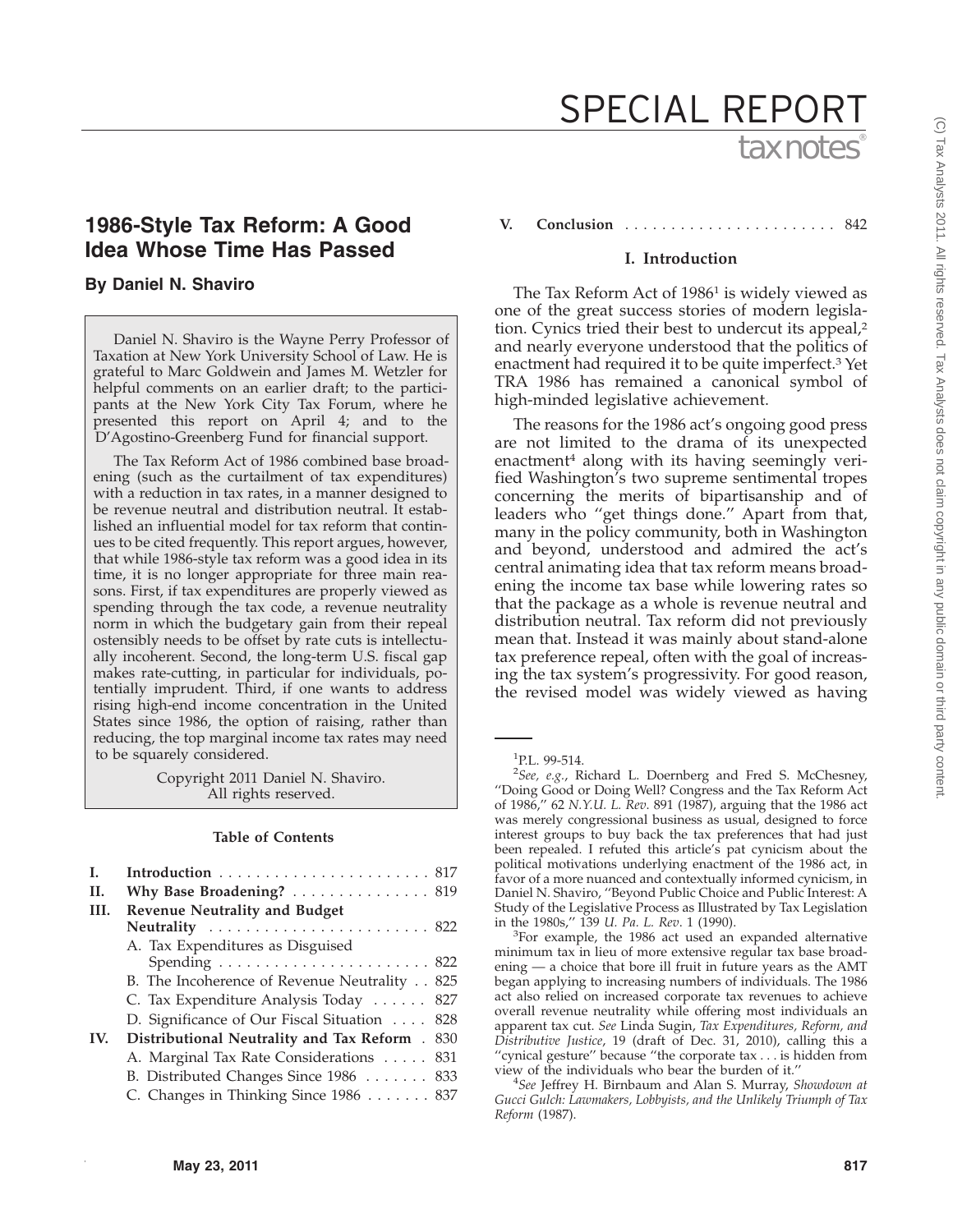# 1986-Style Tax Reform: A Good Idea Whose Time Has Passed

**By Daniel N. Shaviro**

Daniel N. Shaviro is the Wayne Perry Professor of Taxation at New York University School of Law. He is grateful to Marc Goldwein and James M. Wetzler for helpful comments on an earlier draft; to the participants at the New York City Tax Forum, where he presented this report on April 4; and to the D'Agostino-Greenberg Fund for financial support.

The Tax Reform Act of 1986 combined base broadening (such as the curtailment of tax expenditures) with a reduction in tax rates, in a manner designed to be revenue neutral and distribution neutral. It established an influential model for tax reform that continues to be cited frequently. This report argues, however, that while 1986-style tax reform was a good idea in its time, it is no longer appropriate for three main reasons. First, if tax expenditures are properly viewed as spending through the tax code, a revenue neutrality norm in which the budgetary gain from their repeal ostensibly needs to be offset by rate cuts is intellectually incoherent. Second, the long-term U.S. fiscal gap makes rate-cutting, in particular for individuals, potentially imprudent. Third, if one wants to address rising high-end income concentration in the United States since 1986, the option of raising, rather than reducing, the top marginal income tax rates may need to be squarely considered.

Copyright 2011 Daniel N. Shaviro.
All rights reserved.

**Table of Contents**

| | | |
|---|---|---|
| **I.** | **Introduction** | 817 |
| **II.** | **Why Base Broadening?** | 819 |
| **III.** | **Revenue Neutrality and Budget Neutrality** | 822 |
| | A. Tax Expenditures as Disguised Spending | 822 |
| | B. The Incoherence of Revenue Neutrality | 825 |
| | C. Tax Expenditure Analysis Today | 827 |
| | D. Significance of Our Fiscal Situation | 828 |
| **IV.** | **Distributional Neutrality and Tax Reform** | 830 |
| | A. Marginal Tax Rate Considerations | 831 |
| | B. Distributed Changes Since 1986 | 833 |
| | C. Changes in Thinking Since 1986 | 837 |
| **V.** | **Conclusion** | 842 |

## I. Introduction

The Tax Reform Act of 1986[1] is widely viewed as one of the great success stories of modern legislation. Cynics tried their best to undercut its appeal,[2] and nearly everyone understood that the politics of enactment had required it to be quite imperfect.[3] Yet TRA 1986 has remained a canonical symbol of high-minded legislative achievement.

The reasons for the 1986 act's ongoing good press are not limited to the drama of its unexpected enactment[4] along with its having seemingly verified Washington's two supreme sentimental tropes concerning the merits of bipartisanship and of leaders who "get things done." Apart from that, many in the policy community, both in Washington and beyond, understood and admired the act's central animating idea that tax reform means broadening the income tax base while lowering rates so that the package as a whole is revenue neutral and distribution neutral. Tax reform did not previously mean that. Instead it was mainly about stand-alone tax preference repeal, often with the goal of increasing the tax system's progressivity. For good reason, the revised model was widely viewed as having

---

[1]P.L. 99-514.

[2]*See, e.g.*, Richard L. Doernberg and Fred S. McChesney, "Doing Good or Doing Well? Congress and the Tax Reform Act of 1986," 62 *N.Y.U. L. Rev*. 891 (1987), arguing that the 1986 act was merely congressional business as usual, designed to force interest groups to buy back the tax preferences that had just been repealed. I refuted this article's pat cynicism about the political motivations underlying enactment of the 1986 act, in favor of a more nuanced and contextually informed cynicism, in Daniel N. Shaviro, "Beyond Public Choice and Public Interest: A Study of the Legislative Process as Illustrated by Tax Legislation in the 1980s," 139 *U. Pa. L. Rev*. 1 (1990).

[3]For example, the 1986 act used an expanded alternative minimum tax in lieu of more extensive regular tax base broadening — a choice that bore ill fruit in future years as the AMT began applying to increasing numbers of individuals. The 1986 act also relied on increased corporate tax revenues to achieve overall revenue neutrality while offering most individuals an apparent tax cut. *See* Linda Sugin, *Tax Expenditures, Reform, and Distributive Justice*, 19 (draft of Dec. 31, 2010), calling this a "cynical gesture" because "the corporate tax . . . is hidden from view of the individuals who bear the burden of it."

[4]*See* Jeffrey H. Birnbaum and Alan S. Murray, *Showdown at Gucci Gulch: Lawmakers, Lobbyists, and the Unlikely Triumph of Tax Reform* (1987).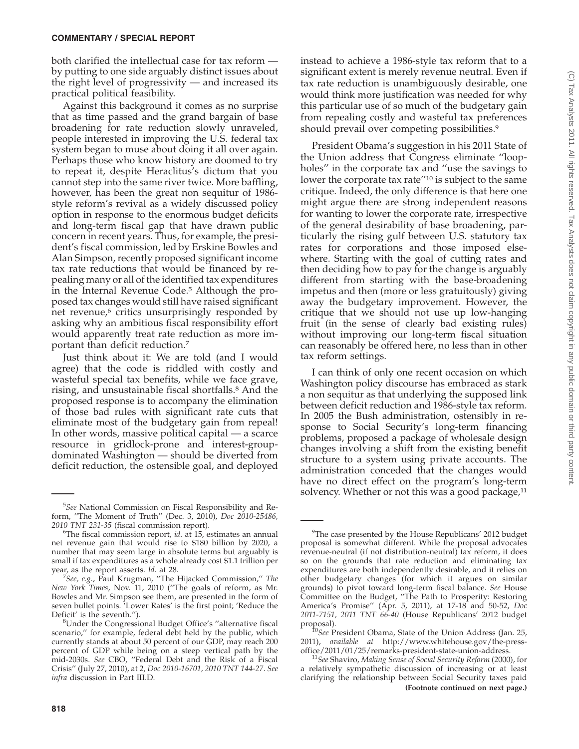both clarified the intellectual case for tax reform — by putting to one side arguably distinct issues about the right level of progressivity — and increased its practical political feasibility.

Against this background it comes as no surprise that as time passed and the grand bargain of base broadening for rate reduction slowly unraveled, people interested in improving the U.S. federal tax system began to muse about doing it all over again. Perhaps those who know history are doomed to try to repeat it, despite Heraclitus's dictum that you cannot step into the same river twice. More baffling, however, has been the great non sequitur of 1986-style reform's revival as a widely discussed policy option in response to the enormous budget deficits and long-term fiscal gap that have drawn public concern in recent years. Thus, for example, the president's fiscal commission, led by Erskine Bowles and Alan Simpson, recently proposed significant income tax rate reductions that would be financed by repealing many or all of the identified tax expenditures in the Internal Revenue Code.[5] Although the proposed tax changes would still have raised significant net revenue,[6] critics unsurprisingly responded by asking why an ambitious fiscal responsibility effort would apparently treat rate reduction as more important than deficit reduction.[7]

Just think about it: We are told (and I would agree) that the code is riddled with costly and wasteful special tax benefits, while we face grave, rising, and unsustainable fiscal shortfalls.[8] And the proposed response is to accompany the elimination of those bad rules with significant rate cuts that eliminate most of the budgetary gain from repeal! In other words, massive political capital — a scarce resource in gridlock-prone and interest-group-dominated Washington — should be diverted from deficit reduction, the ostensible goal, and deployed instead to achieve a 1986-style tax reform that to a significant extent is merely revenue neutral. Even if tax rate reduction is unambiguously desirable, one would think more justification was needed for why this particular use of so much of the budgetary gain from repealing costly and wasteful tax preferences should prevail over competing possibilities.[9]

President Obama's suggestion in his 2011 State of the Union address that Congress eliminate "loopholes" in the corporate tax and "use the savings to lower the corporate tax rate"[10] is subject to the same critique. Indeed, the only difference is that here one might argue there are strong independent reasons for wanting to lower the corporate rate, irrespective of the general desirability of base broadening, particularly the rising gulf between U.S. statutory tax rates for corporations and those imposed elsewhere. Starting with the goal of cutting rates and then deciding how to pay for the change is arguably different from starting with the base-broadening impetus and then (more or less gratuitously) giving away the budgetary improvement. However, the critique that we should not use up low-hanging fruit (in the sense of clearly bad existing rules) without improving our long-term fiscal situation can reasonably be offered here, no less than in other tax reform settings.

I can think of only one recent occasion on which Washington policy discourse has embraced as stark a non sequitur as that underlying the supposed link between deficit reduction and 1986-style tax reform. In 2005 the Bush administration, ostensibly in response to Social Security's long-term financing problems, proposed a package of wholesale design changes involving a shift from the existing benefit structure to a system using private accounts. The administration conceded that the changes would have no direct effect on the program's long-term solvency. Whether or not this was a good package,[11]

---

[5] *See* National Commission on Fiscal Responsibility and Reform, "The Moment of Truth" (Dec. 3, 2010), *Doc 2010-25486, 2010 TNT 231-35* (fiscal commission report).

[6] The fiscal commission report, *id.* at 15, estimates an annual net revenue gain that would rise to $180 billion by 2020, a number that may seem large in absolute terms but arguably is small if tax expenditures as a whole already cost $1.1 trillion per year, as the report asserts. *Id.* at 28.

[7] *See, e.g.*, Paul Krugman, "The Hijacked Commission," *The New York Times*, Nov. 11, 2010 ("The goals of reform, as Mr. Bowles and Mr. Simpson see them, are presented in the form of seven bullet points. 'Lower Rates' is the first point; 'Reduce the Deficit' is the seventh.").

[8] Under the Congressional Budget Office's "alternative fiscal scenario," for example, federal debt held by the public, which currently stands at about 50 percent of our GDP, may reach 200 percent of GDP while being on a steep vertical path by the mid-2030s. *See* CBO, "Federal Debt and the Risk of a Fiscal Crisis" (July 27, 2010), at 2, *Doc 2010-16701, 2010 TNT 144-27*. *See infra* discussion in Part III.D.

[9] The case presented by the House Republicans' 2012 budget proposal is somewhat different. While the proposal advocates revenue-neutral (if not distribution-neutral) tax reform, it does so on the grounds that rate reduction and eliminating tax expenditures are both independently desirable, and it relies on other budgetary changes (for which it argues on similar grounds) to pivot toward long-term fiscal balance. *See* House Committee on the Budget, "The Path to Prosperity: Restoring America's Promise" (Apr. 5, 2011), at 17-18 and 50-52, *Doc 2011-7151, 2011 TNT 66-40* (House Republicans' 2012 budget proposal).

[10] *See* President Obama, State of the Union Address (Jan. 25, 2011), *available at* http://www.whitehouse.gov/the-press-office/2011/01/25/remarks-president-state-union-address.

[11] *See* Shaviro, *Making Sense of Social Security Reform* (2000), for a relatively sympathetic discussion of increasing or at least clarifying the relationship between Social Security taxes paid

**(Footnote continued on next page.)**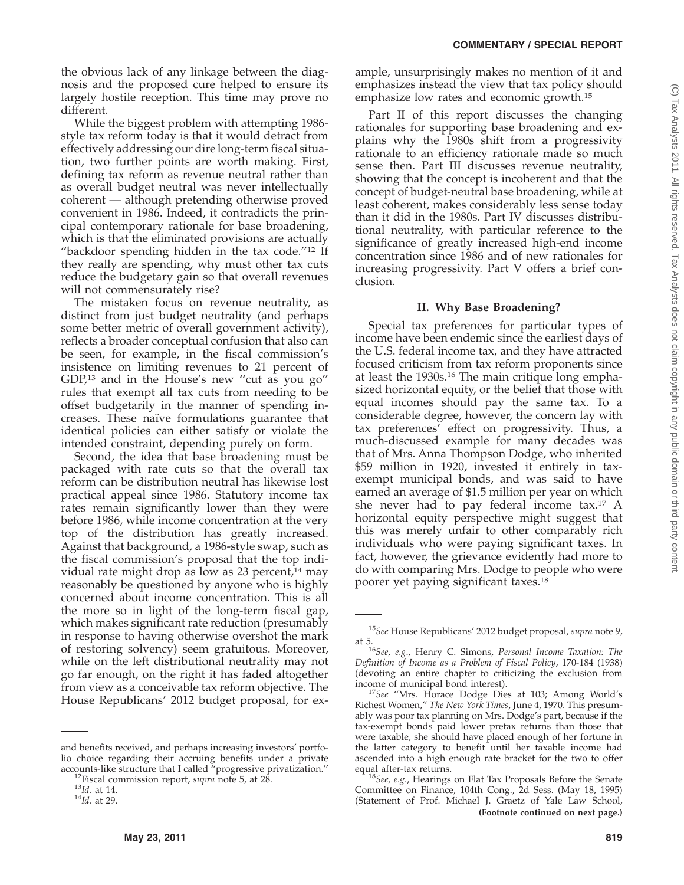the obvious lack of any linkage between the diagnosis and the proposed cure helped to ensure its largely hostile reception. This time may prove no different.

While the biggest problem with attempting 1986-style tax reform today is that it would detract from effectively addressing our dire long-term fiscal situation, two further points are worth making. First, defining tax reform as revenue neutral rather than as overall budget neutral was never intellectually coherent — although pretending otherwise proved convenient in 1986. Indeed, it contradicts the principal contemporary rationale for base broadening, which is that the eliminated provisions are actually "backdoor spending hidden in the tax code."[12] If they really are spending, why must other tax cuts reduce the budgetary gain so that overall revenues will not commensurately rise?

The mistaken focus on revenue neutrality, as distinct from just budget neutrality (and perhaps some better metric of overall government activity), reflects a broader conceptual confusion that also can be seen, for example, in the fiscal commission's insistence on limiting revenues to 21 percent of GDP,[13] and in the House's new "cut as you go" rules that exempt all tax cuts from needing to be offset budgetarily in the manner of spending increases. These naïve formulations guarantee that identical policies can either satisfy or violate the intended constraint, depending purely on form.

Second, the idea that base broadening must be packaged with rate cuts so that the overall tax reform can be distribution neutral has likewise lost practical appeal since 1986. Statutory income tax rates remain significantly lower than they were before 1986, while income concentration at the very top of the distribution has greatly increased. Against that background, a 1986-style swap, such as the fiscal commission's proposal that the top individual rate might drop as low as 23 percent,[14] may reasonably be questioned by anyone who is highly concerned about income concentration. This is all the more so in light of the long-term fiscal gap, which makes significant rate reduction (presumably in response to having otherwise overshot the mark of restoring solvency) seem gratuitous. Moreover, while on the left distributional neutrality may not go far enough, on the right it has faded altogether from view as a conceivable tax reform objective. The House Republicans' 2012 budget proposal, for example, unsurprisingly makes no mention of it and emphasizes instead the view that tax policy should emphasize low rates and economic growth.[15]

Part II of this report discusses the changing rationales for supporting base broadening and explains why the 1980s shift from a progressivity rationale to an efficiency rationale made so much sense then. Part III discusses revenue neutrality, showing that the concept is incoherent and that the concept of budget-neutral base broadening, while at least coherent, makes considerably less sense today than it did in the 1980s. Part IV discusses distributional neutrality, with particular reference to the significance of greatly increased high-end income concentration since 1986 and of new rationales for increasing progressivity. Part V offers a brief conclusion.

## II. Why Base Broadening?

Special tax preferences for particular types of income have been endemic since the earliest days of the U.S. federal income tax, and they have attracted focused criticism from tax reform proponents since at least the 1930s.[16] The main critique long emphasized horizontal equity, or the belief that those with equal incomes should pay the same tax. To a considerable degree, however, the concern lay with tax preferences' effect on progressivity. Thus, a much-discussed example for many decades was that of Mrs. Anna Thompson Dodge, who inherited \$59 million in 1920, invested it entirely in tax-exempt municipal bonds, and was said to have earned an average of \$1.5 million per year on which she never had to pay federal income tax.[17] A horizontal equity perspective might suggest that this was merely unfair to other comparably rich individuals who were paying significant taxes. In fact, however, the grievance evidently had more to do with comparing Mrs. Dodge to people who were poorer yet paying significant taxes.[18]

---

and benefits received, and perhaps increasing investors' portfolio choice regarding their accruing benefits under a private accounts-like structure that I called "progressive privatization."

[12]Fiscal commission report, *supra* note 5, at 28.

[13]*Id.* at 14.

[14]*Id.* at 29.

[15]*See* House Republicans' 2012 budget proposal, *supra* note 9, at 5.

[16]*See, e.g.*, Henry C. Simons, *Personal Income Taxation: The Definition of Income as a Problem of Fiscal Policy*, 170-184 (1938) (devoting an entire chapter to criticizing the exclusion from income of municipal bond interest).

[17]*See* "Mrs. Horace Dodge Dies at 103; Among World's Richest Women," *The New York Times*, June 4, 1970. This presumably was poor tax planning on Mrs. Dodge's part, because if the tax-exempt bonds paid lower pretax returns than those that were taxable, she should have placed enough of her fortune in the latter category to benefit until her taxable income had ascended into a high enough rate bracket for the two to offer equal after-tax returns.

[18]*See, e.g.*, Hearings on Flat Tax Proposals Before the Senate Committee on Finance, 104th Cong., 2d Sess. (May 18, 1995) (Statement of Prof. Michael J. Graetz of Yale Law School,

**(Footnote continued on next page.)**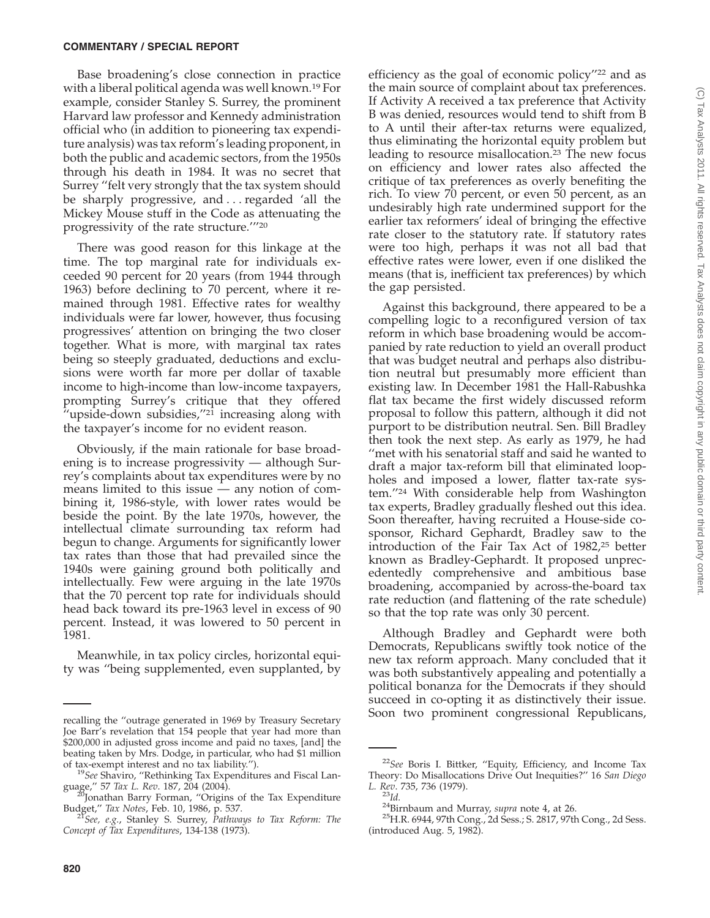Base broadening's close connection in practice with a liberal political agenda was well known.[19] For example, consider Stanley S. Surrey, the prominent Harvard law professor and Kennedy administration official who (in addition to pioneering tax expenditure analysis) was tax reform's leading proponent, in both the public and academic sectors, from the 1950s through his death in 1984. It was no secret that Surrey "felt very strongly that the tax system should be sharply progressive, and . . . regarded 'all the Mickey Mouse stuff in the Code as attenuating the progressivity of the rate structure.'"[20]

There was good reason for this linkage at the time. The top marginal rate for individuals exceeded 90 percent for 20 years (from 1944 through 1963) before declining to 70 percent, where it remained through 1981. Effective rates for wealthy individuals were far lower, however, thus focusing progressives' attention on bringing the two closer together. What is more, with marginal tax rates being so steeply graduated, deductions and exclusions were worth far more per dollar of taxable income to high-income than low-income taxpayers, prompting Surrey's critique that they offered "upside-down subsidies,"[21] increasing along with the taxpayer's income for no evident reason.

Obviously, if the main rationale for base broadening is to increase progressivity — although Surrey's complaints about tax expenditures were by no means limited to this issue — any notion of combining it, 1986-style, with lower rates would be beside the point. By the late 1970s, however, the intellectual climate surrounding tax reform had begun to change. Arguments for significantly lower tax rates than those that had prevailed since the 1940s were gaining ground both politically and intellectually. Few were arguing in the late 1970s that the 70 percent top rate for individuals should head back toward its pre-1963 level in excess of 90 percent. Instead, it was lowered to 50 percent in 1981.

Meanwhile, in tax policy circles, horizontal equity was "being supplemented, even supplanted, by efficiency as the goal of economic policy"[22] and as the main source of complaint about tax preferences. If Activity A received a tax preference that Activity B was denied, resources would tend to shift from B to A until their after-tax returns were equalized, thus eliminating the horizontal equity problem but leading to resource misallocation.[23] The new focus on efficiency and lower rates also affected the critique of tax preferences as overly benefiting the rich. To view 70 percent, or even 50 percent, as an undesirably high rate undermined support for the earlier tax reformers' ideal of bringing the effective rate closer to the statutory rate. If statutory rates were too high, perhaps it was not all bad that effective rates were lower, even if one disliked the means (that is, inefficient tax preferences) by which the gap persisted.

Against this background, there appeared to be a compelling logic to a reconfigured version of tax reform in which base broadening would be accompanied by rate reduction to yield an overall product that was budget neutral and perhaps also distribution neutral but presumably more efficient than existing law. In December 1981 the Hall-Rabushka flat tax became the first widely discussed reform proposal to follow this pattern, although it did not purport to be distribution neutral. Sen. Bill Bradley then took the next step. As early as 1979, he had "met with his senatorial staff and said he wanted to draft a major tax-reform bill that eliminated loopholes and imposed a lower, flatter tax-rate system."[24] With considerable help from Washington tax experts, Bradley gradually fleshed out this idea. Soon thereafter, having recruited a House-side cosponsor, Richard Gephardt, Bradley saw to the introduction of the Fair Tax Act of 1982,[25] better known as Bradley-Gephardt. It proposed unprecedentedly comprehensive and ambitious base broadening, accompanied by across-the-board tax rate reduction (and flattening of the rate schedule) so that the top rate was only 30 percent.

Although Bradley and Gephardt were both Democrats, Republicans swiftly took notice of the new tax reform approach. Many concluded that it was both substantively appealing and potentially a political bonanza for the Democrats if they should succeed in co-opting it as distinctively their issue. Soon two prominent congressional Republicans,

---

recalling the "outrage generated in 1969 by Treasury Secretary Joe Barr's revelation that 154 people that year had more than $200,000 in adjusted gross income and paid no taxes, [and] the beating taken by Mrs. Dodge, in particular, who had $1 million of tax-exempt interest and no tax liability.").

[19]*See* Shaviro, "Rethinking Tax Expenditures and Fiscal Language," 57 *Tax L. Rev.* 187, 204 (2004).

[20]Jonathan Barry Forman, "Origins of the Tax Expenditure Budget," *Tax Notes*, Feb. 10, 1986, p. 537.

[21]*See, e.g.*, Stanley S. Surrey, *Pathways to Tax Reform: The Concept of Tax Expenditures*, 134-138 (1973).

[22]*See* Boris I. Bittker, "Equity, Efficiency, and Income Tax Theory: Do Misallocations Drive Out Inequities?" 16 *San Diego L. Rev.* 735, 736 (1979).

[23]*Id.*

[24]Birnbaum and Murray, *supra* note 4, at 26.

[25]H.R. 6944, 97th Cong., 2d Sess.; S. 2817, 97th Cong., 2d Sess. (introduced Aug. 5, 1982).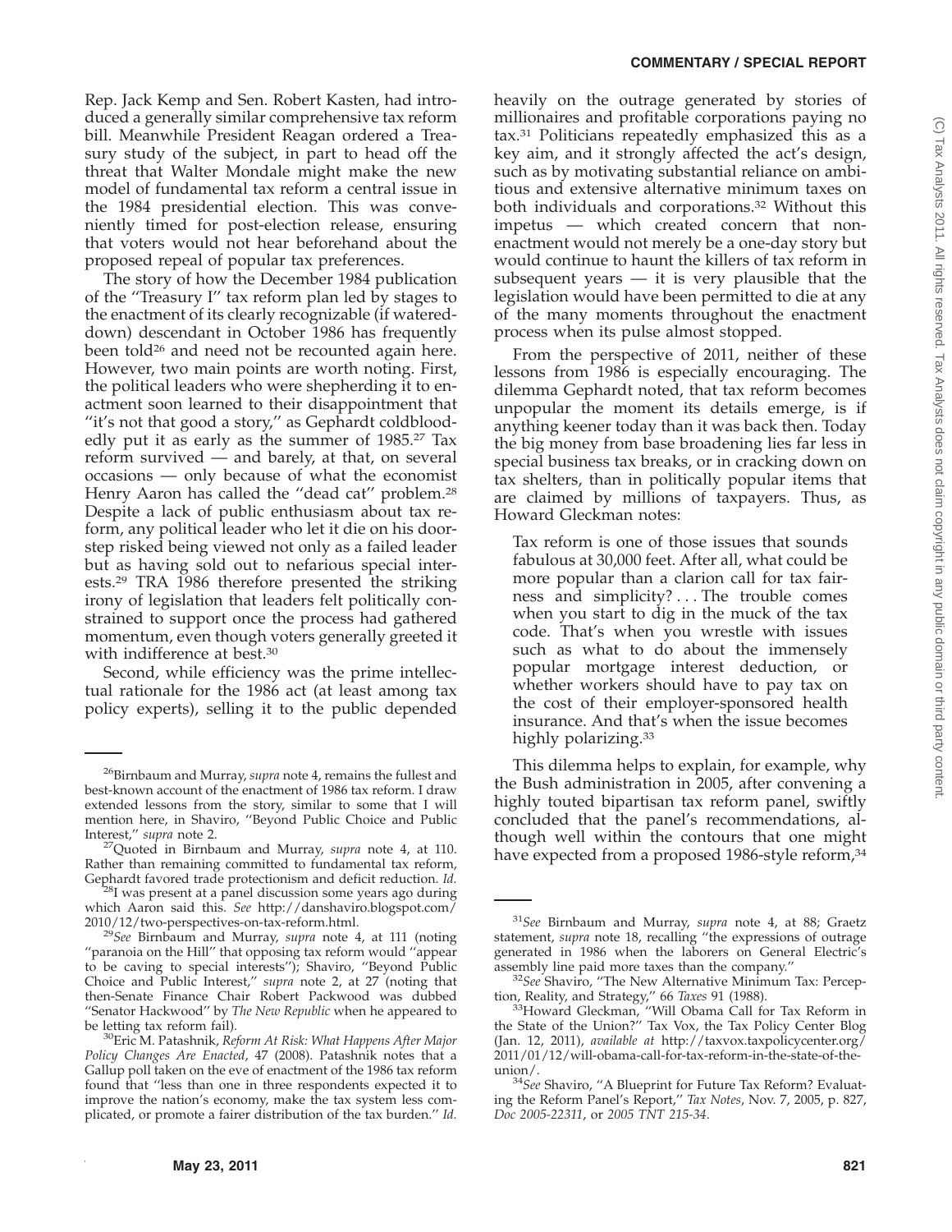Rep. Jack Kemp and Sen. Robert Kasten, had introduced a generally similar comprehensive tax reform bill. Meanwhile President Reagan ordered a Treasury study of the subject, in part to head off the threat that Walter Mondale might make the new model of fundamental tax reform a central issue in the 1984 presidential election. This was conveniently timed for post-election release, ensuring that voters would not hear beforehand about the proposed repeal of popular tax preferences.

The story of how the December 1984 publication of the ''Treasury I'' tax reform plan led by stages to the enactment of its clearly recognizable (if watered-down) descendant in October 1986 has frequently been told[26] and need not be recounted again here. However, two main points are worth noting. First, the political leaders who were shepherding it to enactment soon learned to their disappointment that ''it's not that good a story,'' as Gephardt coldbloodedly put it as early as the summer of 1985.[27] Tax reform survived — and barely, at that, on several occasions — only because of what the economist Henry Aaron has called the ''dead cat'' problem.[28] Despite a lack of public enthusiasm about tax reform, any political leader who let it die on his doorstep risked being viewed not only as a failed leader but as having sold out to nefarious special interests.[29] TRA 1986 therefore presented the striking irony of legislation that leaders felt politically constrained to support once the process had gathered momentum, even though voters generally greeted it with indifference at best.[30]

Second, while efficiency was the prime intellectual rationale for the 1986 act (at least among tax policy experts), selling it to the public depended heavily on the outrage generated by stories of millionaires and profitable corporations paying no tax.[31] Politicians repeatedly emphasized this as a key aim, and it strongly affected the act's design, such as by motivating substantial reliance on ambitious and extensive alternative minimum taxes on both individuals and corporations.[32] Without this impetus — which created concern that nonenactment would not merely be a one-day story but would continue to haunt the killers of tax reform in subsequent years — it is very plausible that the legislation would have been permitted to die at any of the many moments throughout the enactment process when its pulse almost stopped.

From the perspective of 2011, neither of these lessons from 1986 is especially encouraging. The dilemma Gephardt noted, that tax reform becomes unpopular the moment its details emerge, is if anything keener today than it was back then. Today the big money from base broadening lies far less in special business tax breaks, or in cracking down on tax shelters, than in politically popular items that are claimed by millions of taxpayers. Thus, as Howard Gleckman notes:

> Tax reform is one of those issues that sounds fabulous at 30,000 feet. After all, what could be more popular than a clarion call for tax fairness and simplicity? . . . The trouble comes when you start to dig in the muck of the tax code. That's when you wrestle with issues such as what to do about the immensely popular mortgage interest deduction, or whether workers should have to pay tax on the cost of their employer-sponsored health insurance. And that's when the issue becomes highly polarizing.[33]

This dilemma helps to explain, for example, why the Bush administration in 2005, after convening a highly touted bipartisan tax reform panel, swiftly concluded that the panel's recommendations, although well within the contours that one might have expected from a proposed 1986-style reform,[34]

---

[26] Birnbaum and Murray, *supra* note 4, remains the fullest and best-known account of the enactment of 1986 tax reform. I draw extended lessons from the story, similar to some that I will mention here, in Shaviro, ''Beyond Public Choice and Public Interest,'' *supra* note 2.

[27] Quoted in Birnbaum and Murray, *supra* note 4, at 110. Rather than remaining committed to fundamental tax reform, Gephardt favored trade protectionism and deficit reduction. *Id.*

[28] I was present at a panel discussion some years ago during which Aaron said this. *See* http://danshaviro.blogspot.com/2010/12/two-perspectives-on-tax-reform.html.

[29] *See* Birnbaum and Murray, *supra* note 4, at 111 (noting ''paranoia on the Hill'' that opposing tax reform would ''appear to be caving to special interests''); Shaviro, ''Beyond Public Choice and Public Interest,'' *supra* note 2, at 27 (noting that then-Senate Finance Chair Robert Packwood was dubbed ''Senator Hackwood'' by *The New Republic* when he appeared to be letting tax reform fail).

[30] Eric M. Patashnik, *Reform At Risk: What Happens After Major Policy Changes Are Enacted*, 47 (2008). Patashnik notes that a Gallup poll taken on the eve of enactment of the 1986 tax reform found that ''less than one in three respondents expected it to improve the nation's economy, make the tax system less complicated, or promote a fairer distribution of the tax burden.'' *Id.*

[31] *See* Birnbaum and Murray, *supra* note 4, at 88; Graetz statement, *supra* note 18, recalling ''the expressions of outrage generated in 1986 when the laborers on General Electric's assembly line paid more taxes than the company.''

[32] *See* Shaviro, ''The New Alternative Minimum Tax: Perception, Reality, and Strategy,'' 66 *Taxes* 91 (1988).

[33] Howard Gleckman, ''Will Obama Call for Tax Reform in the State of the Union?'' Tax Vox, the Tax Policy Center Blog (Jan. 12, 2011), *available at* http://taxvox.taxpolicycenter.org/2011/01/12/will-obama-call-for-tax-reform-in-the-state-of-the-union/.

[34] *See* Shaviro, ''A Blueprint for Future Tax Reform? Evaluating the Reform Panel's Report,'' *Tax Notes*, Nov. 7, 2005, p. 827, *Doc 2005-22311*, or *2005 TNT 215-34*.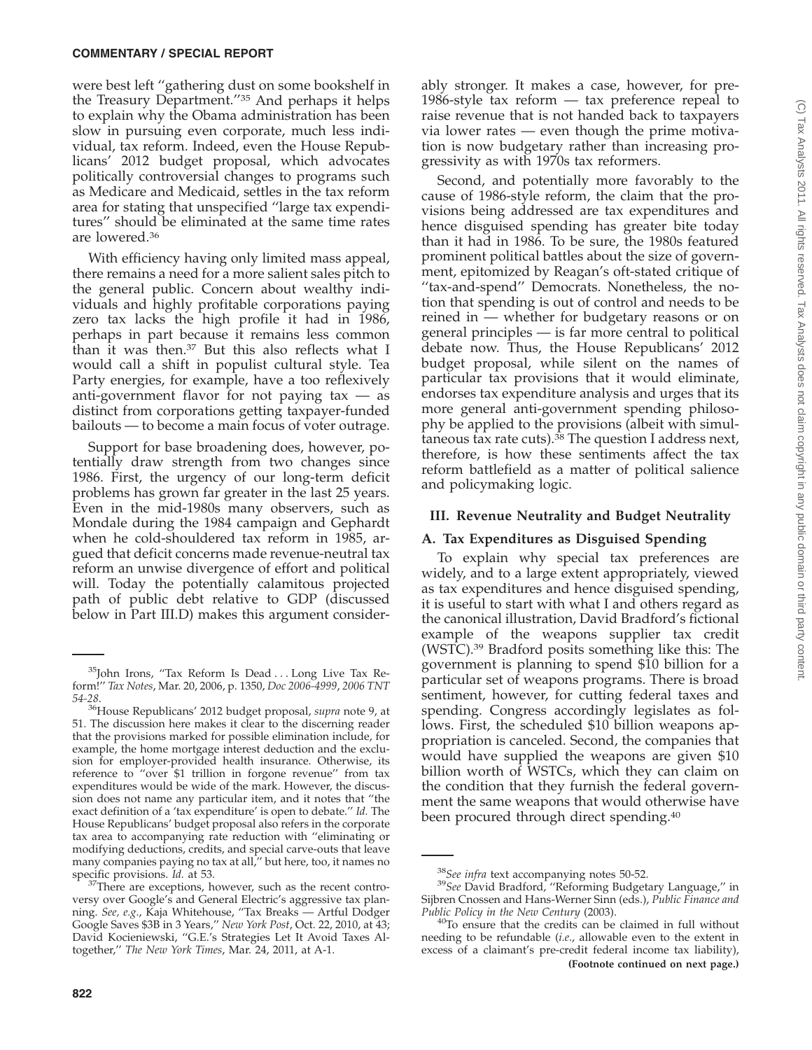were best left "gathering dust on some bookshelf in the Treasury Department."[35] And perhaps it helps to explain why the Obama administration has been slow in pursuing even corporate, much less individual, tax reform. Indeed, even the House Republicans' 2012 budget proposal, which advocates politically controversial changes to programs such as Medicare and Medicaid, settles in the tax reform area for stating that unspecified "large tax expenditures" should be eliminated at the same time rates are lowered.[36]

With efficiency having only limited mass appeal, there remains a need for a more salient sales pitch to the general public. Concern about wealthy individuals and highly profitable corporations paying zero tax lacks the high profile it had in 1986, perhaps in part because it remains less common than it was then.[37] But this also reflects what I would call a shift in populist cultural style. Tea Party energies, for example, have a too reflexively anti-government flavor for not paying tax — as distinct from corporations getting taxpayer-funded bailouts — to become a main focus of voter outrage.

Support for base broadening does, however, potentially draw strength from two changes since 1986. First, the urgency of our long-term deficit problems has grown far greater in the last 25 years. Even in the mid-1980s many observers, such as Mondale during the 1984 campaign and Gephardt when he cold-shouldered tax reform in 1985, argued that deficit concerns made revenue-neutral tax reform an unwise divergence of effort and political will. Today the potentially calamitous projected path of public debt relative to GDP (discussed below in Part III.D) makes this argument considerably stronger. It makes a case, however, for pre-1986-style tax reform — tax preference repeal to raise revenue that is not handed back to taxpayers via lower rates — even though the prime motivation is now budgetary rather than increasing progressivity as with 1970s tax reformers.

Second, and potentially more favorably to the cause of 1986-style reform, the claim that the provisions being addressed are tax expenditures and hence disguised spending has greater bite today than it had in 1986. To be sure, the 1980s featured prominent political battles about the size of government, epitomized by Reagan's oft-stated critique of "tax-and-spend" Democrats. Nonetheless, the notion that spending is out of control and needs to be reined in — whether for budgetary reasons or on general principles — is far more central to political debate now. Thus, the House Republicans' 2012 budget proposal, while silent on the names of particular tax provisions that it would eliminate, endorses tax expenditure analysis and urges that its more general anti-government spending philosophy be applied to the provisions (albeit with simultaneous tax rate cuts).[38] The question I address next, therefore, is how these sentiments affect the tax reform battlefield as a matter of political salience and policymaking logic.

## III. Revenue Neutrality and Budget Neutrality

### A. Tax Expenditures as Disguised Spending

To explain why special tax preferences are widely, and to a large extent appropriately, viewed as tax expenditures and hence disguised spending, it is useful to start with what I and others regard as the canonical illustration, David Bradford's fictional example of the weapons supplier tax credit (WSTC).[39] Bradford posits something like this: The government is planning to spend $10 billion for a particular set of weapons programs. There is broad sentiment, however, for cutting federal taxes and spending. Congress accordingly legislates as follows. First, the scheduled $10 billion weapons appropriation is canceled. Second, the companies that would have supplied the weapons are given $10 billion worth of WSTCs, which they can claim on the condition that they furnish the federal government the same weapons that would otherwise have been procured through direct spending.[40]

---

[35]John Irons, "Tax Reform Is Dead . . . Long Live Tax Reform!" *Tax Notes*, Mar. 20, 2006, p. 1350, *Doc 2006-4999*, *2006 TNT 54-28*.

[36]House Republicans' 2012 budget proposal, *supra* note 9, at 51. The discussion here makes it clear to the discerning reader that the provisions marked for possible elimination include, for example, the home mortgage interest deduction and the exclusion for employer-provided health insurance. Otherwise, its reference to "over $1 trillion in forgone revenue" from tax expenditures would be wide of the mark. However, the discussion does not name any particular item, and it notes that "the exact definition of a 'tax expenditure' is open to debate." *Id.* The House Republicans' budget proposal also refers in the corporate tax area to accompanying rate reduction with "eliminating or modifying deductions, credits, and special carve-outs that leave many companies paying no tax at all," but here, too, it names no specific provisions. *Id.* at 53.

[37]There are exceptions, however, such as the recent controversy over Google's and General Electric's aggressive tax planning. *See, e.g.*, Kaja Whitehouse, "Tax Breaks — Artful Dodger Google Saves $3B in 3 Years," *New York Post*, Oct. 22, 2010, at 43; David Kocieniewski, "G.E.'s Strategies Let It Avoid Taxes Altogether," *The New York Times*, Mar. 24, 2011, at A-1.

[38]*See infra* text accompanying notes 50-52.

[39]*See* David Bradford, "Reforming Budgetary Language," in Sijbren Cnossen and Hans-Werner Sinn (eds.), *Public Finance and Public Policy in the New Century* (2003).

[40]To ensure that the credits can be claimed in full without needing to be refundable (*i.e.*, allowable even to the extent in excess of a claimant's pre-credit federal income tax liability),

**(Footnote continued on next page.)**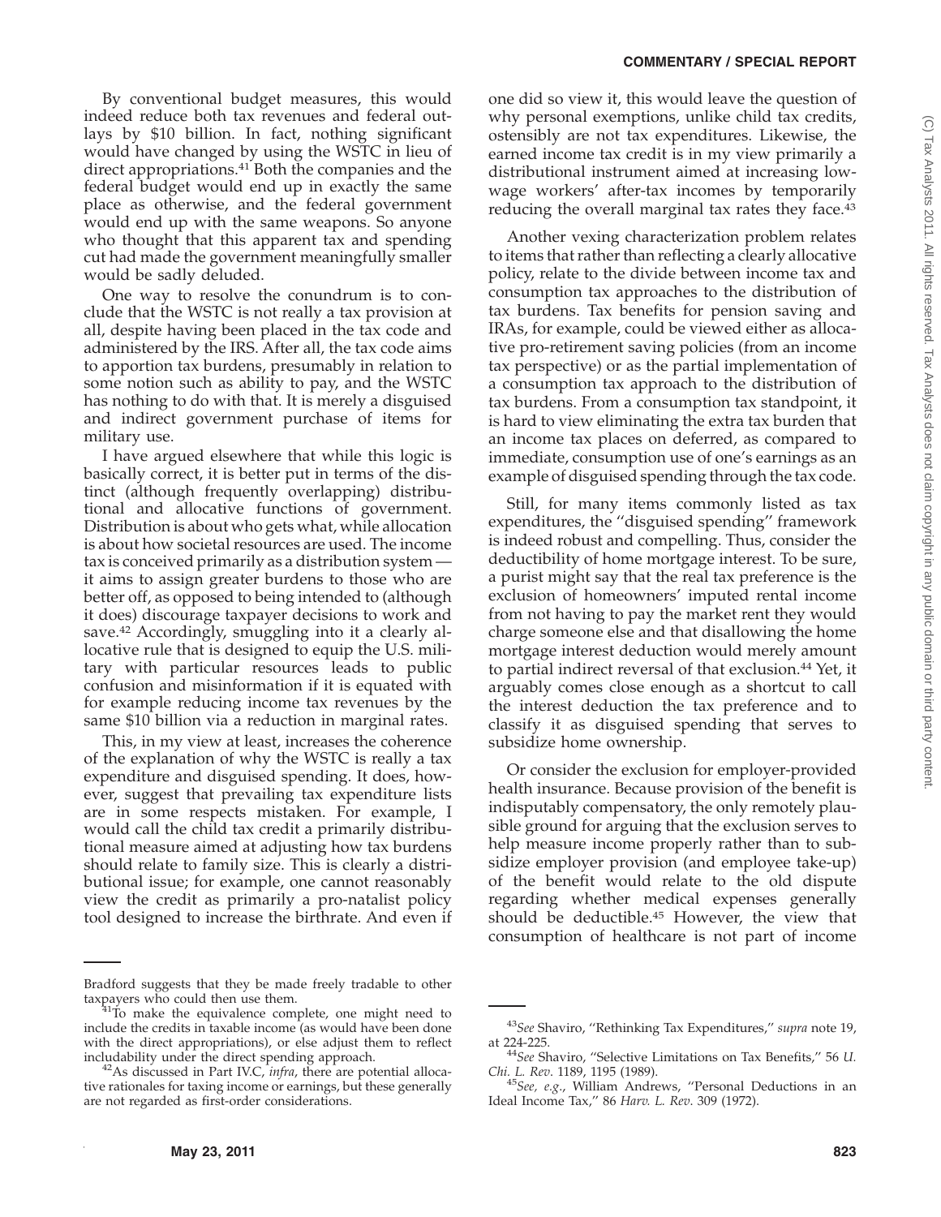By conventional budget measures, this would indeed reduce both tax revenues and federal outlays by $10 billion. In fact, nothing significant would have changed by using the WSTC in lieu of direct appropriations.[41] Both the companies and the federal budget would end up in exactly the same place as otherwise, and the federal government would end up with the same weapons. So anyone who thought that this apparent tax and spending cut had made the government meaningfully smaller would be sadly deluded.

One way to resolve the conundrum is to conclude that the WSTC is not really a tax provision at all, despite having been placed in the tax code and administered by the IRS. After all, the tax code aims to apportion tax burdens, presumably in relation to some notion such as ability to pay, and the WSTC has nothing to do with that. It is merely a disguised and indirect government purchase of items for military use.

I have argued elsewhere that while this logic is basically correct, it is better put in terms of the distinct (although frequently overlapping) distributional and allocative functions of government. Distribution is about who gets what, while allocation is about how societal resources are used. The income tax is conceived primarily as a distribution system — it aims to assign greater burdens to those who are better off, as opposed to being intended to (although it does) discourage taxpayer decisions to work and save.[42] Accordingly, smuggling into it a clearly allocative rule that is designed to equip the U.S. military with particular resources leads to public confusion and misinformation if it is equated with for example reducing income tax revenues by the same $10 billion via a reduction in marginal rates.

This, in my view at least, increases the coherence of the explanation of why the WSTC is really a tax expenditure and disguised spending. It does, however, suggest that prevailing tax expenditure lists are in some respects mistaken. For example, I would call the child tax credit a primarily distributional measure aimed at adjusting how tax burdens should relate to family size. This is clearly a distributional issue; for example, one cannot reasonably view the credit as primarily a pro-natalist policy tool designed to increase the birthrate. And even if one did so view it, this would leave the question of why personal exemptions, unlike child tax credits, ostensibly are not tax expenditures. Likewise, the earned income tax credit is in my view primarily a distributional instrument aimed at increasing low-wage workers' after-tax incomes by temporarily reducing the overall marginal tax rates they face.[43]

Another vexing characterization problem relates to items that rather than reflecting a clearly allocative policy, relate to the divide between income tax and consumption tax approaches to the distribution of tax burdens. Tax benefits for pension saving and IRAs, for example, could be viewed either as allocative pro-retirement saving policies (from an income tax perspective) or as the partial implementation of a consumption tax approach to the distribution of tax burdens. From a consumption tax standpoint, it is hard to view eliminating the extra tax burden that an income tax places on deferred, as compared to immediate, consumption use of one's earnings as an example of disguised spending through the tax code.

Still, for many items commonly listed as tax expenditures, the "disguised spending" framework is indeed robust and compelling. Thus, consider the deductibility of home mortgage interest. To be sure, a purist might say that the real tax preference is the exclusion of homeowners' imputed rental income from not having to pay the market rent they would charge someone else and that disallowing the home mortgage interest deduction would merely amount to partial indirect reversal of that exclusion.[44] Yet, it arguably comes close enough as a shortcut to call the interest deduction the tax preference and to classify it as disguised spending that serves to subsidize home ownership.

Or consider the exclusion for employer-provided health insurance. Because provision of the benefit is indisputably compensatory, the only remotely plausible ground for arguing that the exclusion serves to help measure income properly rather than to subsidize employer provision (and employee take-up) of the benefit would relate to the old dispute regarding whether medical expenses generally should be deductible.[45] However, the view that consumption of healthcare is not part of income

---

Bradford suggests that they be made freely tradable to other taxpayers who could then use them.

[41] To make the equivalence complete, one might need to include the credits in taxable income (as would have been done with the direct appropriations), or else adjust them to reflect includability under the direct spending approach.

[42] As discussed in Part IV.C, *infra*, there are potential allocative rationales for taxing income or earnings, but these generally are not regarded as first-order considerations.

[43] *See* Shaviro, "Rethinking Tax Expenditures," *supra* note 19, at 224-225.

[44] *See* Shaviro, "Selective Limitations on Tax Benefits," 56 *U. Chi. L. Rev*. 1189, 1195 (1989).

[45] *See, e.g*., William Andrews, "Personal Deductions in an Ideal Income Tax," 86 *Harv. L. Rev*. 309 (1972).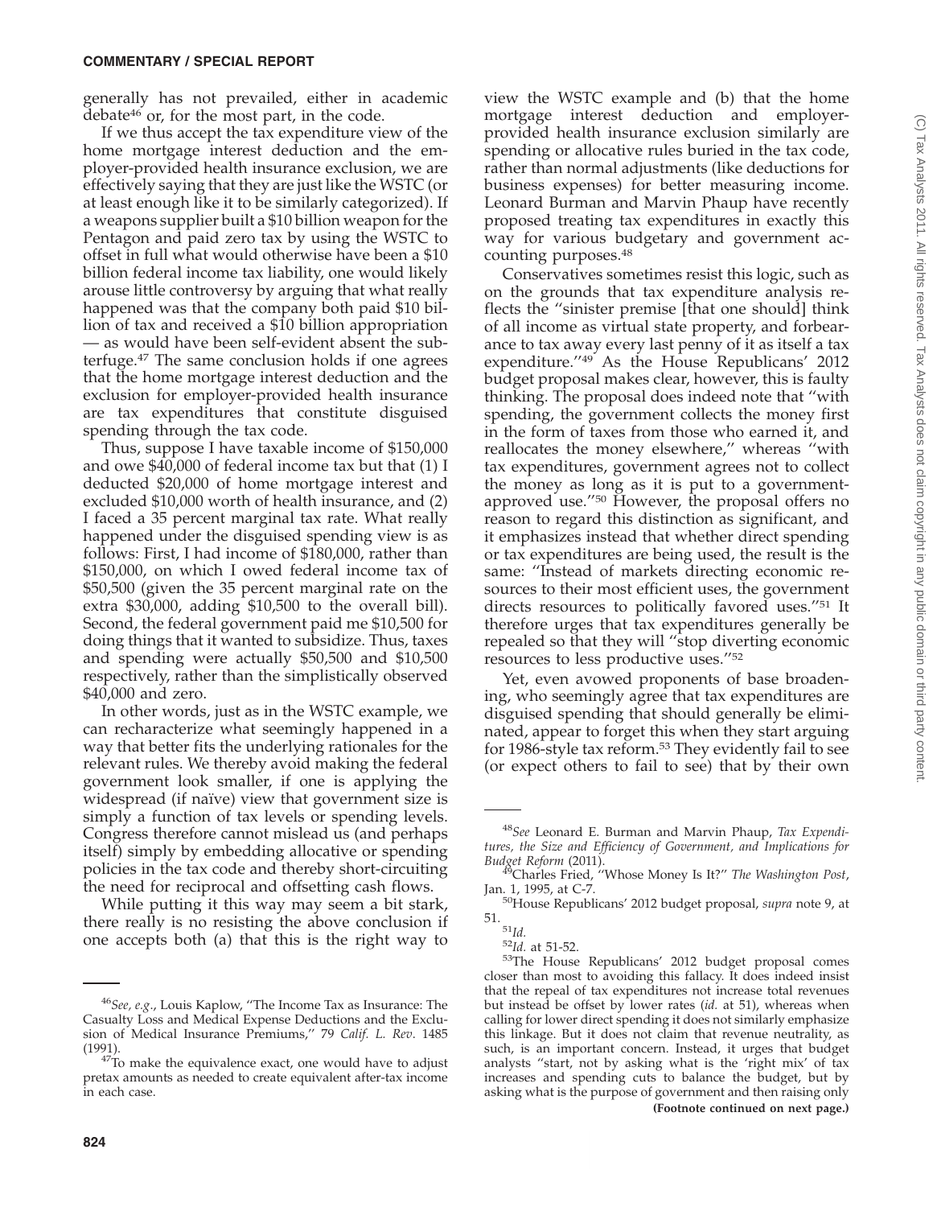generally has not prevailed, either in academic debate[46] or, for the most part, in the code.

If we thus accept the tax expenditure view of the home mortgage interest deduction and the employer-provided health insurance exclusion, we are effectively saying that they are just like the WSTC (or at least enough like it to be similarly categorized). If a weapons supplier built a $10 billion weapon for the Pentagon and paid zero tax by using the WSTC to offset in full what would otherwise have been a $10 billion federal income tax liability, one would likely arouse little controversy by arguing that what really happened was that the company both paid $10 billion of tax and received a $10 billion appropriation — as would have been self-evident absent the subterfuge.[47] The same conclusion holds if one agrees that the home mortgage interest deduction and the exclusion for employer-provided health insurance are tax expenditures that constitute disguised spending through the tax code.

Thus, suppose I have taxable income of $150,000 and owe $40,000 of federal income tax but that (1) I deducted $20,000 of home mortgage interest and excluded $10,000 worth of health insurance, and (2) I faced a 35 percent marginal tax rate. What really happened under the disguised spending view is as follows: First, I had income of $180,000, rather than $150,000, on which I owed federal income tax of $50,500 (given the 35 percent marginal rate on the extra $30,000, adding $10,500 to the overall bill). Second, the federal government paid me $10,500 for doing things that it wanted to subsidize. Thus, taxes and spending were actually $50,500 and $10,500 respectively, rather than the simplistically observed $40,000 and zero.

In other words, just as in the WSTC example, we can recharacterize what seemingly happened in a way that better fits the underlying rationales for the relevant rules. We thereby avoid making the federal government look smaller, if one is applying the widespread (if naïve) view that government size is simply a function of tax levels or spending levels. Congress therefore cannot mislead us (and perhaps itself) simply by embedding allocative or spending policies in the tax code and thereby short-circuiting the need for reciprocal and offsetting cash flows.

While putting it this way may seem a bit stark, there really is no resisting the above conclusion if one accepts both (a) that this is the right way to view the WSTC example and (b) that the home mortgage interest deduction and employer-provided health insurance exclusion similarly are spending or allocative rules buried in the tax code, rather than normal adjustments (like deductions for business expenses) for better measuring income. Leonard Burman and Marvin Phaup have recently proposed treating tax expenditures in exactly this way for various budgetary and government accounting purposes.[48]

Conservatives sometimes resist this logic, such as on the grounds that tax expenditure analysis reflects the "sinister premise [that one should] think of all income as virtual state property, and forbearance to tax away every last penny of it as itself a tax expenditure."[49] As the House Republicans' 2012 budget proposal makes clear, however, this is faulty thinking. The proposal does indeed note that "with spending, the government collects the money first in the form of taxes from those who earned it, and reallocates the money elsewhere," whereas "with tax expenditures, government agrees not to collect the money as long as it is put to a government-approved use."[50] However, the proposal offers no reason to regard this distinction as significant, and it emphasizes instead that whether direct spending or tax expenditures are being used, the result is the same: "Instead of markets directing economic resources to their most efficient uses, the government directs resources to politically favored uses."[51] It therefore urges that tax expenditures generally be repealed so that they will "stop diverting economic resources to less productive uses."[52]

Yet, even avowed proponents of base broadening, who seemingly agree that tax expenditures are disguised spending that should generally be eliminated, appear to forget this when they start arguing for 1986-style tax reform.[53] They evidently fail to see (or expect others to fail to see) that by their own

---

[46]*See, e.g.*, Louis Kaplow, "The Income Tax as Insurance: The Casualty Loss and Medical Expense Deductions and the Exclusion of Medical Insurance Premiums," 79 *Calif. L. Rev*. 1485 (1991).

[47]To make the equivalence exact, one would have to adjust pretax amounts as needed to create equivalent after-tax income in each case.

[48]*See* Leonard E. Burman and Marvin Phaup, *Tax Expenditures, the Size and Efficiency of Government, and Implications for Budget Reform* (2011).

[49]Charles Fried, "Whose Money Is It?" *The Washington Post*, Jan. 1, 1995, at C-7.

[50]House Republicans' 2012 budget proposal, *supra* note 9, at 51.

[51]*Id.*

[52]*Id.* at 51-52.

[53]The House Republicans' 2012 budget proposal comes closer than most to avoiding this fallacy. It does indeed insist that the repeal of tax expenditures not increase total revenues but instead be offset by lower rates (*id.* at 51), whereas when calling for lower direct spending it does not similarly emphasize this linkage. But it does not claim that revenue neutrality, as such, is an important concern. Instead, it urges that budget analysts "start, not by asking what is the 'right mix' of tax increases and spending cuts to balance the budget, but by asking what is the purpose of government and then raising only

**(Footnote continued on next page.)**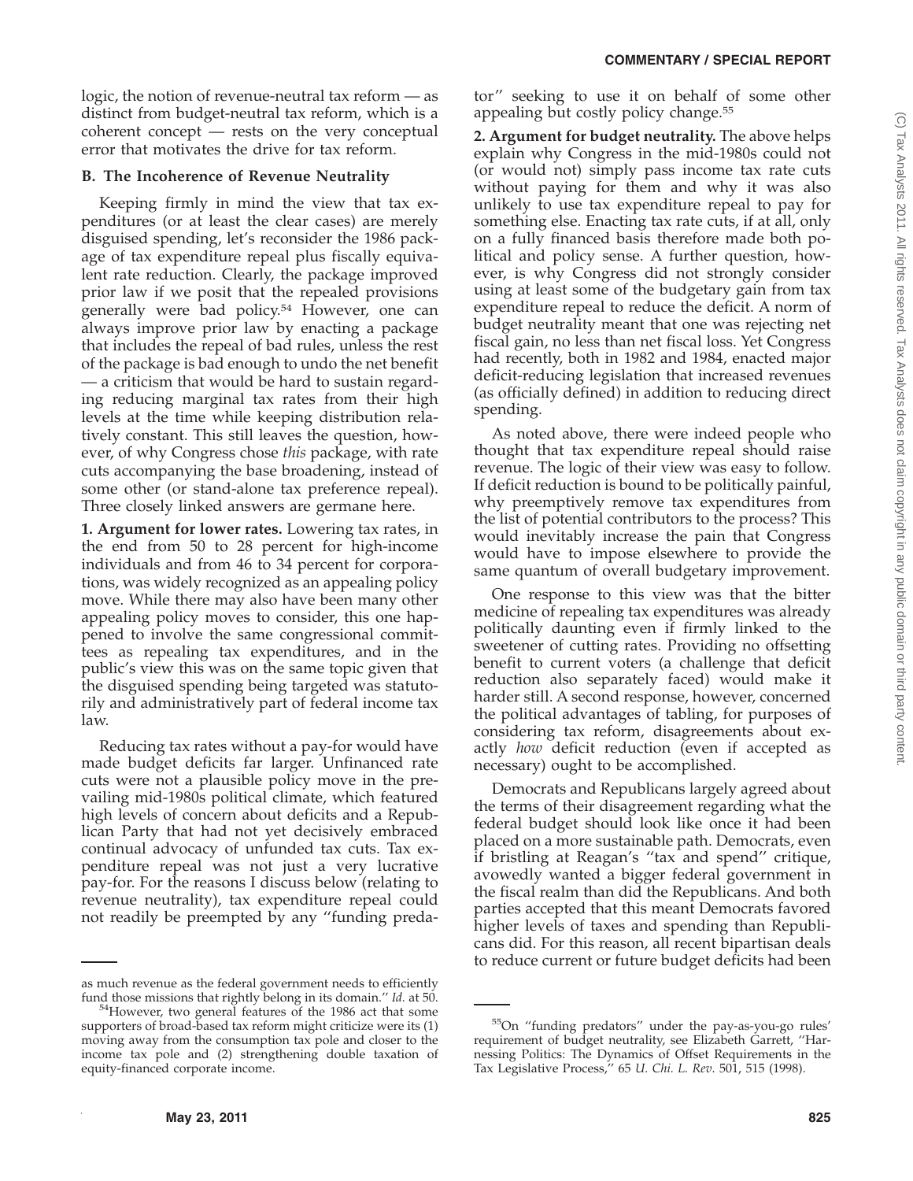logic, the notion of revenue-neutral tax reform — as distinct from budget-neutral tax reform, which is a coherent concept — rests on the very conceptual error that motivates the drive for tax reform.

### B. The Incoherence of Revenue Neutrality

Keeping firmly in mind the view that tax expenditures (or at least the clear cases) are merely disguised spending, let's reconsider the 1986 package of tax expenditure repeal plus fiscally equivalent rate reduction. Clearly, the package improved prior law if we posit that the repealed provisions generally were bad policy.[54] However, one can always improve prior law by enacting a package that includes the repeal of bad rules, unless the rest of the package is bad enough to undo the net benefit — a criticism that would be hard to sustain regarding reducing marginal tax rates from their high levels at the time while keeping distribution relatively constant. This still leaves the question, however, of why Congress chose *this* package, with rate cuts accompanying the base broadening, instead of some other (or stand-alone tax preference repeal). Three closely linked answers are germane here.

**1. Argument for lower rates.** Lowering tax rates, in the end from 50 to 28 percent for high-income individuals and from 46 to 34 percent for corporations, was widely recognized as an appealing policy move. While there may also have been many other appealing policy moves to consider, this one happened to involve the same congressional committees as repealing tax expenditures, and in the public's view this was on the same topic given that the disguised spending being targeted was statutorily and administratively part of federal income tax law.

Reducing tax rates without a pay-for would have made budget deficits far larger. Unfinanced rate cuts were not a plausible policy move in the prevailing mid-1980s political climate, which featured high levels of concern about deficits and a Republican Party that had not yet decisively embraced continual advocacy of unfunded tax cuts. Tax expenditure repeal was not just a very lucrative pay-for. For the reasons I discuss below (relating to revenue neutrality), tax expenditure repeal could not readily be preempted by any "funding predator" seeking to use it on behalf of some other appealing but costly policy change.[55]

**2. Argument for budget neutrality.** The above helps explain why Congress in the mid-1980s could not (or would not) simply pass income tax rate cuts without paying for them and why it was also unlikely to use tax expenditure repeal to pay for something else. Enacting tax rate cuts, if at all, only on a fully financed basis therefore made both political and policy sense. A further question, however, is why Congress did not strongly consider using at least some of the budgetary gain from tax expenditure repeal to reduce the deficit. A norm of budget neutrality meant that one was rejecting net fiscal gain, no less than net fiscal loss. Yet Congress had recently, both in 1982 and 1984, enacted major deficit-reducing legislation that increased revenues (as officially defined) in addition to reducing direct spending.

As noted above, there were indeed people who thought that tax expenditure repeal should raise revenue. The logic of their view was easy to follow. If deficit reduction is bound to be politically painful, why preemptively remove tax expenditures from the list of potential contributors to the process? This would inevitably increase the pain that Congress would have to impose elsewhere to provide the same quantum of overall budgetary improvement.

One response to this view was that the bitter medicine of repealing tax expenditures was already politically daunting even if firmly linked to the sweetener of cutting rates. Providing no offsetting benefit to current voters (a challenge that deficit reduction also separately faced) would make it harder still. A second response, however, concerned the political advantages of tabling, for purposes of considering tax reform, disagreements about exactly *how* deficit reduction (even if accepted as necessary) ought to be accomplished.

Democrats and Republicans largely agreed about the terms of their disagreement regarding what the federal budget should look like once it had been placed on a more sustainable path. Democrats, even if bristling at Reagan's "tax and spend" critique, avowedly wanted a bigger federal government in the fiscal realm than did the Republicans. And both parties accepted that this meant Democrats favored higher levels of taxes and spending than Republicans did. For this reason, all recent bipartisan deals to reduce current or future budget deficits had been

---

as much revenue as the federal government needs to efficiently fund those missions that rightly belong in its domain." *Id.* at 50.

[54]However, two general features of the 1986 act that some supporters of broad-based tax reform might criticize were its (1) moving away from the consumption tax pole and closer to the income tax pole and (2) strengthening double taxation of equity-financed corporate income.

[55]On "funding predators" under the pay-as-you-go rules' requirement of budget neutrality, see Elizabeth Garrett, "Harnessing Politics: The Dynamics of Offset Requirements in the Tax Legislative Process," 65 *U. Chi. L. Rev.* 501, 515 (1998).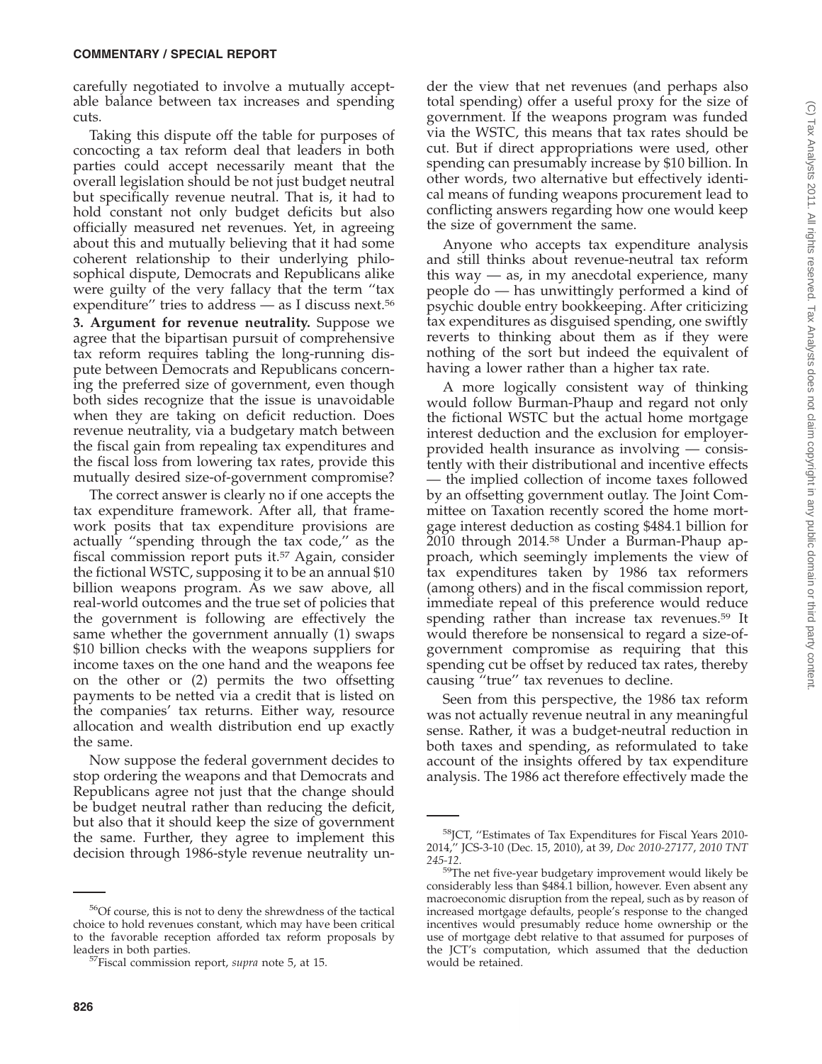carefully negotiated to involve a mutually acceptable balance between tax increases and spending cuts.

Taking this dispute off the table for purposes of concocting a tax reform deal that leaders in both parties could accept necessarily meant that the overall legislation should be not just budget neutral but specifically revenue neutral. That is, it had to hold constant not only budget deficits but also officially measured net revenues. Yet, in agreeing about this and mutually believing that it had some coherent relationship to their underlying philosophical dispute, Democrats and Republicans alike were guilty of the very fallacy that the term ''tax expenditure'' tries to address — as I discuss next.[56]

**3. Argument for revenue neutrality.** Suppose we agree that the bipartisan pursuit of comprehensive tax reform requires tabling the long-running dispute between Democrats and Republicans concerning the preferred size of government, even though both sides recognize that the issue is unavoidable when they are taking on deficit reduction. Does revenue neutrality, via a budgetary match between the fiscal gain from repealing tax expenditures and the fiscal loss from lowering tax rates, provide this mutually desired size-of-government compromise?

The correct answer is clearly no if one accepts the tax expenditure framework. After all, that framework posits that tax expenditure provisions are actually ''spending through the tax code,'' as the fiscal commission report puts it.[57] Again, consider the fictional WSTC, supposing it to be an annual $10 billion weapons program. As we saw above, all real-world outcomes and the true set of policies that the government is following are effectively the same whether the government annually (1) swaps $10 billion checks with the weapons suppliers for income taxes on the one hand and the weapons fee on the other or (2) permits the two offsetting payments to be netted via a credit that is listed on the companies' tax returns. Either way, resource allocation and wealth distribution end up exactly the same.

Now suppose the federal government decides to stop ordering the weapons and that Democrats and Republicans agree not just that the change should be budget neutral rather than reducing the deficit, but also that it should keep the size of government the same. Further, they agree to implement this decision through 1986-style revenue neutrality under the view that net revenues (and perhaps also total spending) offer a useful proxy for the size of government. If the weapons program was funded via the WSTC, this means that tax rates should be cut. But if direct appropriations were used, other spending can presumably increase by $10 billion. In other words, two alternative but effectively identical means of funding weapons procurement lead to conflicting answers regarding how one would keep the size of government the same.

Anyone who accepts tax expenditure analysis and still thinks about revenue-neutral tax reform this way — as, in my anecdotal experience, many people do — has unwittingly performed a kind of psychic double entry bookkeeping. After criticizing tax expenditures as disguised spending, one swiftly reverts to thinking about them as if they were nothing of the sort but indeed the equivalent of having a lower rather than a higher tax rate.

A more logically consistent way of thinking would follow Burman-Phaup and regard not only the fictional WSTC but the actual home mortgage interest deduction and the exclusion for employer-provided health insurance as involving — consistently with their distributional and incentive effects — the implied collection of income taxes followed by an offsetting government outlay. The Joint Committee on Taxation recently scored the home mortgage interest deduction as costing $484.1 billion for 2010 through 2014.[58] Under a Burman-Phaup approach, which seemingly implements the view of tax expenditures taken by 1986 tax reformers (among others) and in the fiscal commission report, immediate repeal of this preference would reduce spending rather than increase tax revenues.[59] It would therefore be nonsensical to regard a size-of-government compromise as requiring that this spending cut be offset by reduced tax rates, thereby causing ''true'' tax revenues to decline.

Seen from this perspective, the 1986 tax reform was not actually revenue neutral in any meaningful sense. Rather, it was a budget-neutral reduction in both taxes and spending, as reformulated to take account of the insights offered by tax expenditure analysis. The 1986 act therefore effectively made the

---

[56]Of course, this is not to deny the shrewdness of the tactical choice to hold revenues constant, which may have been critical to the favorable reception afforded tax reform proposals by leaders in both parties.

[57]Fiscal commission report, *supra* note 5, at 15.

[58]JCT, ''Estimates of Tax Expenditures for Fiscal Years 2010-2014,'' JCS-3-10 (Dec. 15, 2010), at 39, *Doc 2010-27177*, *2010 TNT 245-12*.

[59]The net five-year budgetary improvement would likely be considerably less than $484.1 billion, however. Even absent any macroeconomic disruption from the repeal, such as by reason of increased mortgage defaults, people's response to the changed incentives would presumably reduce home ownership or the use of mortgage debt relative to that assumed for purposes of the JCT's computation, which assumed that the deduction would be retained.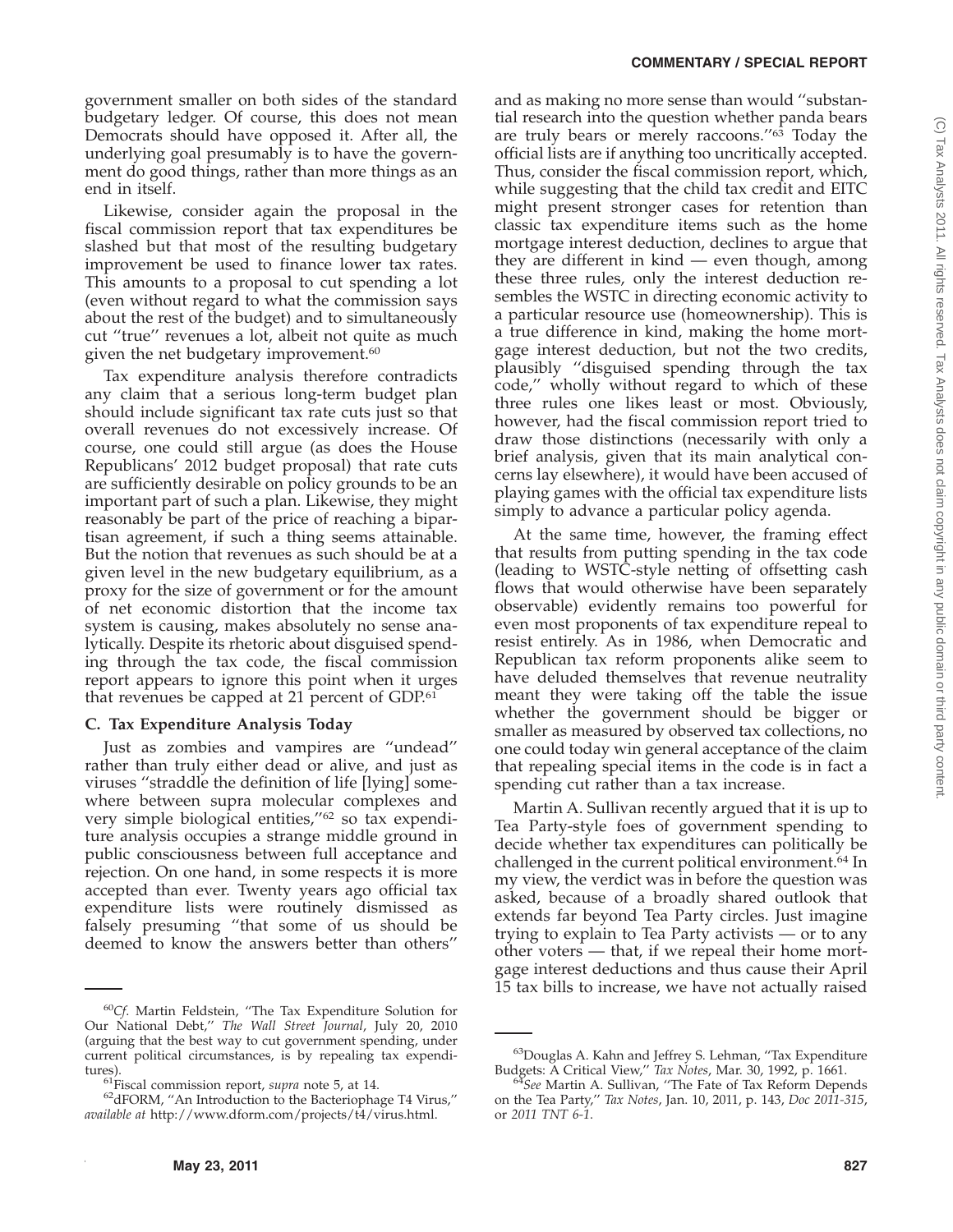government smaller on both sides of the standard budgetary ledger. Of course, this does not mean Democrats should have opposed it. After all, the underlying goal presumably is to have the government do good things, rather than more things as an end in itself.

Likewise, consider again the proposal in the fiscal commission report that tax expenditures be slashed but that most of the resulting budgetary improvement be used to finance lower tax rates. This amounts to a proposal to cut spending a lot (even without regard to what the commission says about the rest of the budget) and to simultaneously cut ''true'' revenues a lot, albeit not quite as much given the net budgetary improvement.[60]

Tax expenditure analysis therefore contradicts any claim that a serious long-term budget plan should include significant tax rate cuts just so that overall revenues do not excessively increase. Of course, one could still argue (as does the House Republicans' 2012 budget proposal) that rate cuts are sufficiently desirable on policy grounds to be an important part of such a plan. Likewise, they might reasonably be part of the price of reaching a bipartisan agreement, if such a thing seems attainable. But the notion that revenues as such should be at a given level in the new budgetary equilibrium, as a proxy for the size of government or for the amount of net economic distortion that the income tax system is causing, makes absolutely no sense analytically. Despite its rhetoric about disguised spending through the tax code, the fiscal commission report appears to ignore this point when it urges that revenues be capped at 21 percent of GDP.[61]

### C. Tax Expenditure Analysis Today

Just as zombies and vampires are ''undead'' rather than truly either dead or alive, and just as viruses ''straddle the definition of life [lying] somewhere between supra molecular complexes and very simple biological entities,''[62] so tax expenditure analysis occupies a strange middle ground in public consciousness between full acceptance and rejection. On one hand, in some respects it is more accepted than ever. Twenty years ago official tax expenditure lists were routinely dismissed as falsely presuming ''that some of us should be deemed to know the answers better than others'' and as making no more sense than would ''substantial research into the question whether panda bears are truly bears or merely raccoons.''[63] Today the official lists are if anything too uncritically accepted. Thus, consider the fiscal commission report, which, while suggesting that the child tax credit and EITC might present stronger cases for retention than classic tax expenditure items such as the home mortgage interest deduction, declines to argue that they are different in kind — even though, among these three rules, only the interest deduction resembles the WSTC in directing economic activity to a particular resource use (homeownership). This is a true difference in kind, making the home mortgage interest deduction, but not the two credits, plausibly ''disguised spending through the tax code,'' wholly without regard to which of these three rules one likes least or most. Obviously, however, had the fiscal commission report tried to draw those distinctions (necessarily with only a brief analysis, given that its main analytical concerns lay elsewhere), it would have been accused of playing games with the official tax expenditure lists simply to advance a particular policy agenda.

At the same time, however, the framing effect that results from putting spending in the tax code (leading to WSTC-style netting of offsetting cash flows that would otherwise have been separately observable) evidently remains too powerful for even most proponents of tax expenditure repeal to resist entirely. As in 1986, when Democratic and Republican tax reform proponents alike seem to have deluded themselves that revenue neutrality meant they were taking off the table the issue whether the government should be bigger or smaller as measured by observed tax collections, no one could today win general acceptance of the claim that repealing special items in the code is in fact a spending cut rather than a tax increase.

Martin A. Sullivan recently argued that it is up to Tea Party-style foes of government spending to decide whether tax expenditures can politically be challenged in the current political environment.[64] In my view, the verdict was in before the question was asked, because of a broadly shared outlook that extends far beyond Tea Party circles. Just imagine trying to explain to Tea Party activists — or to any other voters — that, if we repeal their home mortgage interest deductions and thus cause their April 15 tax bills to increase, we have not actually raised

---

[60]*Cf.* Martin Feldstein, ''The Tax Expenditure Solution for Our National Debt,'' *The Wall Street Journal*, July 20, 2010 (arguing that the best way to cut government spending, under current political circumstances, is by repealing tax expenditures).

[61]Fiscal commission report, *supra* note 5, at 14.

[62]dFORM, ''An Introduction to the Bacteriophage T4 Virus,'' *available at* http://www.dform.com/projects/t4/virus.html.

[63]Douglas A. Kahn and Jeffrey S. Lehman, ''Tax Expenditure Budgets: A Critical View,'' *Tax Notes*, Mar. 30, 1992, p. 1661.

[64]*See* Martin A. Sullivan, ''The Fate of Tax Reform Depends on the Tea Party,'' *Tax Notes*, Jan. 10, 2011, p. 143, *Doc 2011-315*, or *2011 TNT 6-1*.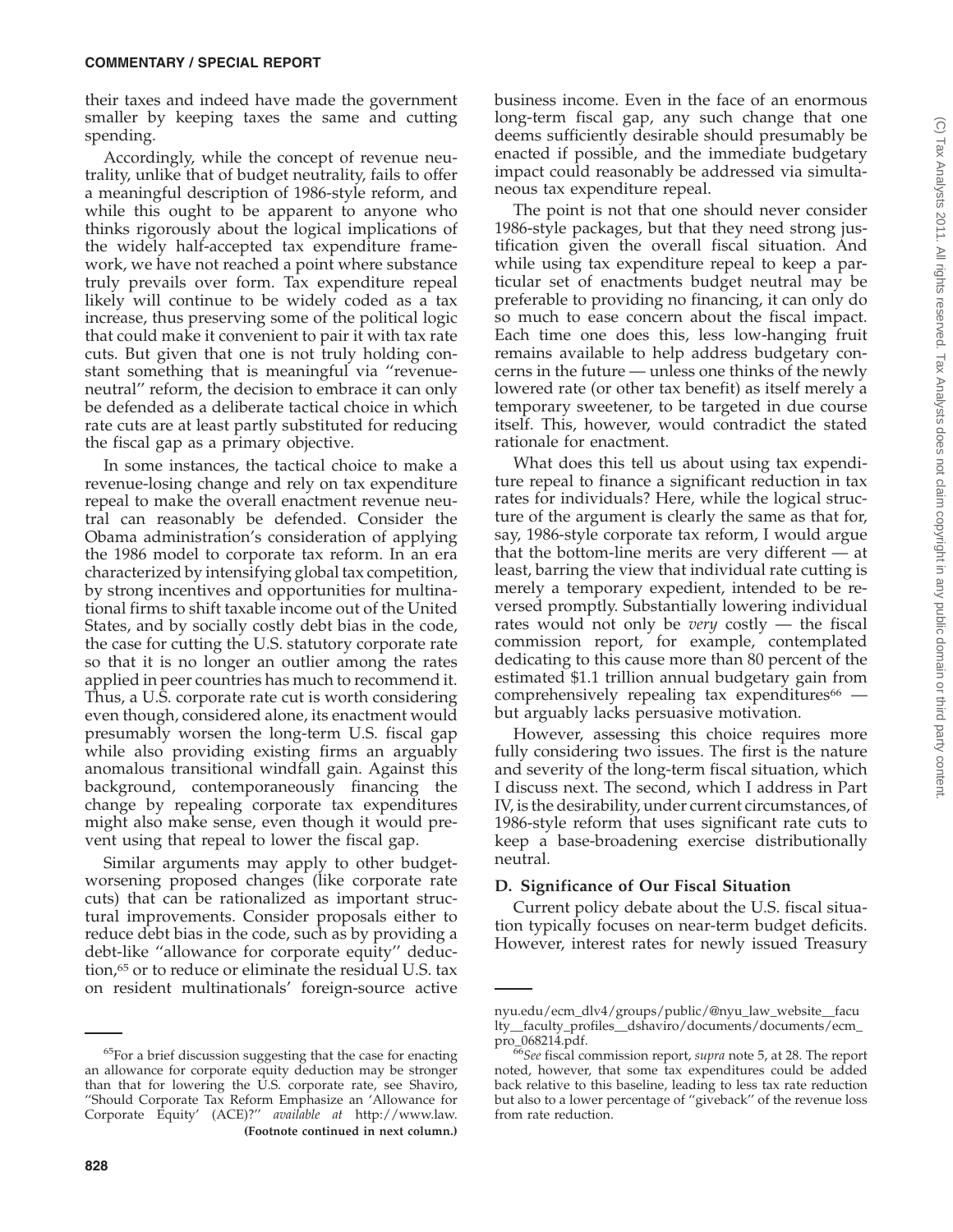their taxes and indeed have made the government smaller by keeping taxes the same and cutting spending.

Accordingly, while the concept of revenue neutrality, unlike that of budget neutrality, fails to offer a meaningful description of 1986-style reform, and while this ought to be apparent to anyone who thinks rigorously about the logical implications of the widely half-accepted tax expenditure framework, we have not reached a point where substance truly prevails over form. Tax expenditure repeal likely will continue to be widely coded as a tax increase, thus preserving some of the political logic that could make it convenient to pair it with tax rate cuts. But given that one is not truly holding constant something that is meaningful via ''revenue-neutral'' reform, the decision to embrace it can only be defended as a deliberate tactical choice in which rate cuts are at least partly substituted for reducing the fiscal gap as a primary objective.

In some instances, the tactical choice to make a revenue-losing change and rely on tax expenditure repeal to make the overall enactment revenue neutral can reasonably be defended. Consider the Obama administration's consideration of applying the 1986 model to corporate tax reform. In an era characterized by intensifying global tax competition, by strong incentives and opportunities for multinational firms to shift taxable income out of the United States, and by socially costly debt bias in the code, the case for cutting the U.S. statutory corporate rate so that it is no longer an outlier among the rates applied in peer countries has much to recommend it. Thus, a U.S. corporate rate cut is worth considering even though, considered alone, its enactment would presumably worsen the long-term U.S. fiscal gap while also providing existing firms an arguably anomalous transitional windfall gain. Against this background, contemporaneously financing the change by repealing corporate tax expenditures might also make sense, even though it would prevent using that repeal to lower the fiscal gap.

Similar arguments may apply to other budget-worsening proposed changes (like corporate rate cuts) that can be rationalized as important structural improvements. Consider proposals either to reduce debt bias in the code, such as by providing a debt-like ''allowance for corporate equity'' deduction,[65] or to reduce or eliminate the residual U.S. tax on resident multinationals' foreign-source active business income. Even in the face of an enormous long-term fiscal gap, any such change that one deems sufficiently desirable should presumably be enacted if possible, and the immediate budgetary impact could reasonably be addressed via simultaneous tax expenditure repeal.

The point is not that one should never consider 1986-style packages, but that they need strong justification given the overall fiscal situation. And while using tax expenditure repeal to keep a particular set of enactments budget neutral may be preferable to providing no financing, it can only do so much to ease concern about the fiscal impact. Each time one does this, less low-hanging fruit remains available to help address budgetary concerns in the future — unless one thinks of the newly lowered rate (or other tax benefit) as itself merely a temporary sweetener, to be targeted in due course itself. This, however, would contradict the stated rationale for enactment.

What does this tell us about using tax expenditure repeal to finance a significant reduction in tax rates for individuals? Here, while the logical structure of the argument is clearly the same as that for, say, 1986-style corporate tax reform, I would argue that the bottom-line merits are very different — at least, barring the view that individual rate cutting is merely a temporary expedient, intended to be reversed promptly. Substantially lowering individual rates would not only be *very* costly — the fiscal commission report, for example, contemplated dedicating to this cause more than 80 percent of the estimated $1.1 trillion annual budgetary gain from comprehensively repealing tax expenditures[66] — but arguably lacks persuasive motivation.

However, assessing this choice requires more fully considering two issues. The first is the nature and severity of the long-term fiscal situation, which I discuss next. The second, which I address in Part IV, is the desirability, under current circumstances, of 1986-style reform that uses significant rate cuts to keep a base-broadening exercise distributionally neutral.

### D. Significance of Our Fiscal Situation

Current policy debate about the U.S. fiscal situation typically focuses on near-term budget deficits. However, interest rates for newly issued Treasury

---

[65]For a brief discussion suggesting that the case for enacting an allowance for corporate equity deduction may be stronger than that for lowering the U.S. corporate rate, see Shaviro, ''Should Corporate Tax Reform Emphasize an 'Allowance for Corporate Equity' (ACE)?'' *available at* http://www.law.nyu.edu/ecm_dlv4/groups/public/@nyu_law_website__faculty__faculty_profiles__dshaviro/documents/documents/ecm_pro_068214.pdf.

[66]*See* fiscal commission report, *supra* note 5, at 28. The report noted, however, that some tax expenditures could be added back relative to this baseline, leading to less tax rate reduction but also to a lower percentage of ''giveback'' of the revenue loss from rate reduction.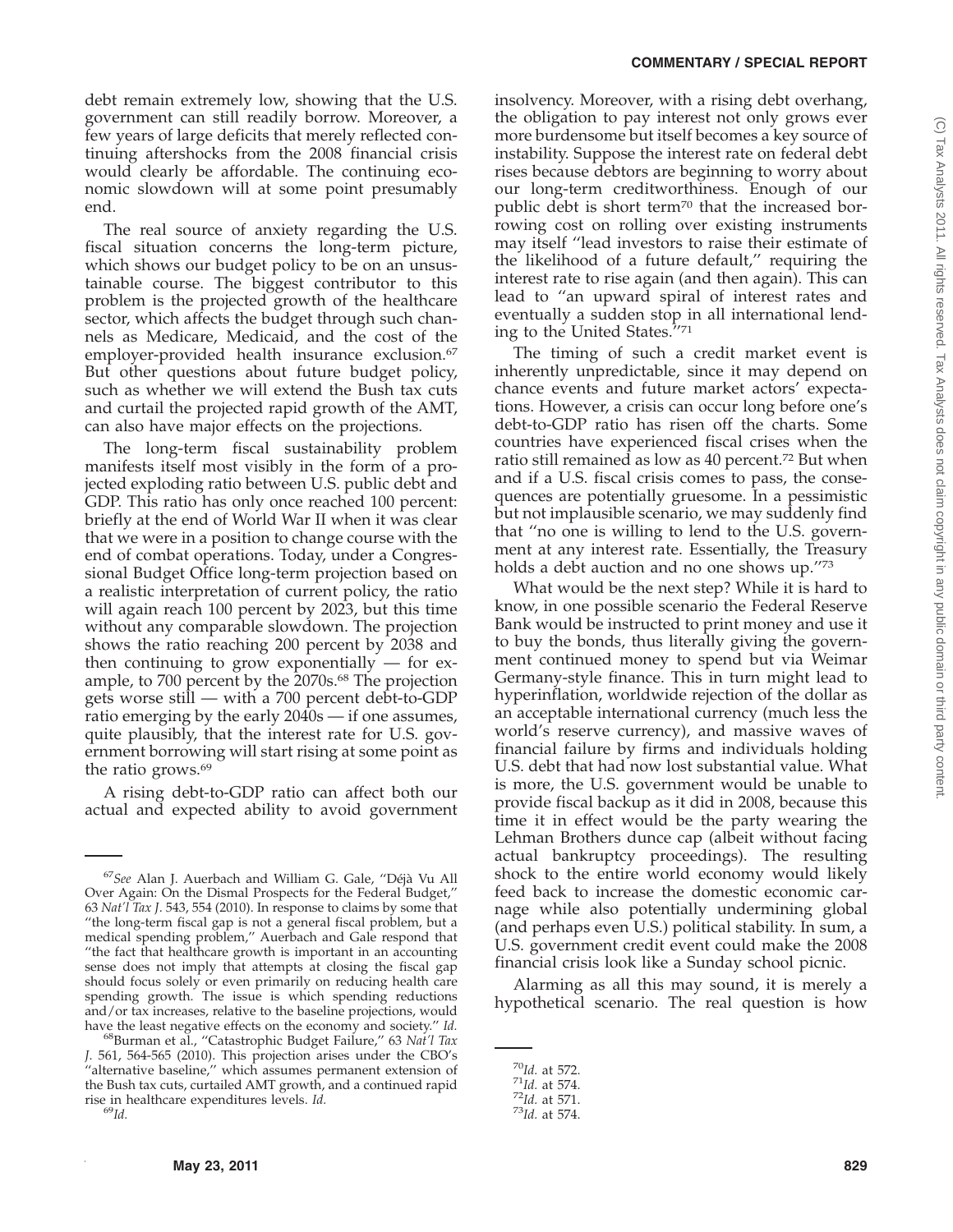debt remain extremely low, showing that the U.S. government can still readily borrow. Moreover, a few years of large deficits that merely reflected continuing aftershocks from the 2008 financial crisis would clearly be affordable. The continuing economic slowdown will at some point presumably end.

The real source of anxiety regarding the U.S. fiscal situation concerns the long-term picture, which shows our budget policy to be on an unsustainable course. The biggest contributor to this problem is the projected growth of the healthcare sector, which affects the budget through such channels as Medicare, Medicaid, and the cost of the employer-provided health insurance exclusion.[67] But other questions about future budget policy, such as whether we will extend the Bush tax cuts and curtail the projected rapid growth of the AMT, can also have major effects on the projections.

The long-term fiscal sustainability problem manifests itself most visibly in the form of a projected exploding ratio between U.S. public debt and GDP. This ratio has only once reached 100 percent: briefly at the end of World War II when it was clear that we were in a position to change course with the end of combat operations. Today, under a Congressional Budget Office long-term projection based on a realistic interpretation of current policy, the ratio will again reach 100 percent by 2023, but this time without any comparable slowdown. The projection shows the ratio reaching 200 percent by 2038 and then continuing to grow exponentially — for example, to 700 percent by the 2070s.[68] The projection gets worse still — with a 700 percent debt-to-GDP ratio emerging by the early 2040s — if one assumes, quite plausibly, that the interest rate for U.S. government borrowing will start rising at some point as the ratio grows.[69]

A rising debt-to-GDP ratio can affect both our actual and expected ability to avoid government insolvency. Moreover, with a rising debt overhang, the obligation to pay interest not only grows ever more burdensome but itself becomes a key source of instability. Suppose the interest rate on federal debt rises because debtors are beginning to worry about our long-term creditworthiness. Enough of our public debt is short term[70] that the increased borrowing cost on rolling over existing instruments may itself "lead investors to raise their estimate of the likelihood of a future default," requiring the interest rate to rise again (and then again). This can lead to "an upward spiral of interest rates and eventually a sudden stop in all international lending to the United States."[71]

The timing of such a credit market event is inherently unpredictable, since it may depend on chance events and future market actors' expectations. However, a crisis can occur long before one's debt-to-GDP ratio has risen off the charts. Some countries have experienced fiscal crises when the ratio still remained as low as 40 percent.[72] But when and if a U.S. fiscal crisis comes to pass, the consequences are potentially gruesome. In a pessimistic but not implausible scenario, we may suddenly find that "no one is willing to lend to the U.S. government at any interest rate. Essentially, the Treasury holds a debt auction and no one shows up."[73]

What would be the next step? While it is hard to know, in one possible scenario the Federal Reserve Bank would be instructed to print money and use it to buy the bonds, thus literally giving the government continued money to spend but via Weimar Germany-style finance. This in turn might lead to hyperinflation, worldwide rejection of the dollar as an acceptable international currency (much less the world's reserve currency), and massive waves of financial failure by firms and individuals holding U.S. debt that had now lost substantial value. What is more, the U.S. government would be unable to provide fiscal backup as it did in 2008, because this time it in effect would be the party wearing the Lehman Brothers dunce cap (albeit without facing actual bankruptcy proceedings). The resulting shock to the entire world economy would likely feed back to increase the domestic economic carnage while also potentially undermining global (and perhaps even U.S.) political stability. In sum, a U.S. government credit event could make the 2008 financial crisis look like a Sunday school picnic.

Alarming as all this may sound, it is merely a hypothetical scenario. The real question is how

---

[67] *See* Alan J. Auerbach and William G. Gale, "Déjà Vu All Over Again: On the Dismal Prospects for the Federal Budget," 63 *Nat'l Tax J.* 543, 554 (2010). In response to claims by some that "the long-term fiscal gap is not a general fiscal problem, but a medical spending problem," Auerbach and Gale respond that "the fact that healthcare growth is important in an accounting sense does not imply that attempts at closing the fiscal gap should focus solely or even primarily on reducing health care spending growth. The issue is which spending reductions and/or tax increases, relative to the baseline projections, would have the least negative effects on the economy and society." *Id.*

[68] Burman et al., "Catastrophic Budget Failure," 63 *Nat'l Tax J.* 561, 564-565 (2010). This projection arises under the CBO's "alternative baseline," which assumes permanent extension of the Bush tax cuts, curtailed AMT growth, and a continued rapid rise in healthcare expenditures levels. *Id.*

[69] *Id.*

[70] *Id.* at 572.

[71] *Id.* at 574.

[72] *Id.* at 571.

[73] *Id.* at 574.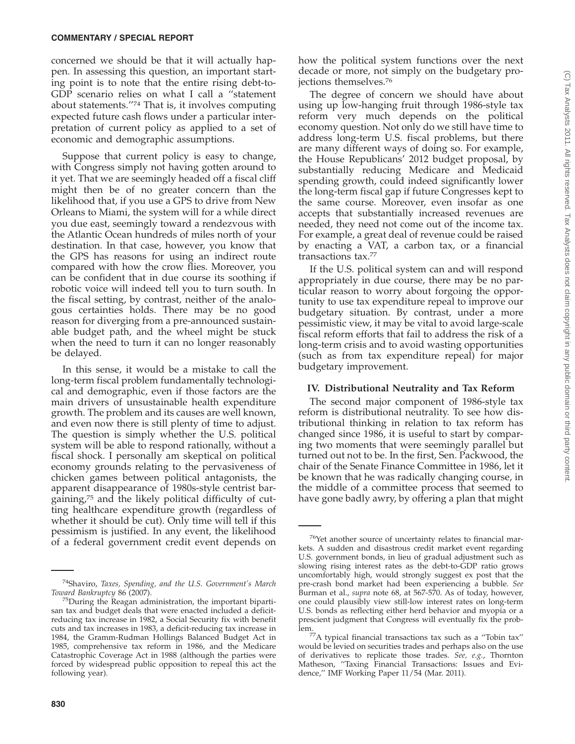concerned we should be that it will actually happen. In assessing this question, an important starting point is to note that the entire rising debt-to-GDP scenario relies on what I call a ''statement about statements.''[74] That is, it involves computing expected future cash flows under a particular interpretation of current policy as applied to a set of economic and demographic assumptions.

Suppose that current policy is easy to change, with Congress simply not having gotten around to it yet. That we are seemingly headed off a fiscal cliff might then be of no greater concern than the likelihood that, if you use a GPS to drive from New Orleans to Miami, the system will for a while direct you due east, seemingly toward a rendezvous with the Atlantic Ocean hundreds of miles north of your destination. In that case, however, you know that the GPS has reasons for using an indirect route compared with how the crow flies. Moreover, you can be confident that in due course its soothing if robotic voice will indeed tell you to turn south. In the fiscal setting, by contrast, neither of the analogous certainties holds. There may be no good reason for diverging from a pre-announced sustainable budget path, and the wheel might be stuck when the need to turn it can no longer reasonably be delayed.

In this sense, it would be a mistake to call the long-term fiscal problem fundamentally technological and demographic, even if those factors are the main drivers of unsustainable health expenditure growth. The problem and its causes are well known, and even now there is still plenty of time to adjust. The question is simply whether the U.S. political system will be able to respond rationally, without a fiscal shock. I personally am skeptical on political economy grounds relating to the pervasiveness of chicken games between political antagonists, the apparent disappearance of 1980s-style centrist bargaining,[75] and the likely political difficulty of cutting healthcare expenditure growth (regardless of whether it should be cut). Only time will tell if this pessimism is justified. In any event, the likelihood of a federal government credit event depends on how the political system functions over the next decade or more, not simply on the budgetary projections themselves.[76]

The degree of concern we should have about using up low-hanging fruit through 1986-style tax reform very much depends on the political economy question. Not only do we still have time to address long-term U.S. fiscal problems, but there are many different ways of doing so. For example, the House Republicans' 2012 budget proposal, by substantially reducing Medicare and Medicaid spending growth, could indeed significantly lower the long-term fiscal gap if future Congresses kept to the same course. Moreover, even insofar as one accepts that substantially increased revenues are needed, they need not come out of the income tax. For example, a great deal of revenue could be raised by enacting a VAT, a carbon tax, or a financial transactions tax.[77]

If the U.S. political system can and will respond appropriately in due course, there may be no particular reason to worry about forgoing the opportunity to use tax expenditure repeal to improve our budgetary situation. By contrast, under a more pessimistic view, it may be vital to avoid large-scale fiscal reform efforts that fail to address the risk of a long-term crisis and to avoid wasting opportunities (such as from tax expenditure repeal) for major budgetary improvement.

## IV. Distributional Neutrality and Tax Reform

The second major component of 1986-style tax reform is distributional neutrality. To see how distributional thinking in relation to tax reform has changed since 1986, it is useful to start by comparing two moments that were seemingly parallel but turned out not to be. In the first, Sen. Packwood, the chair of the Senate Finance Committee in 1986, let it be known that he was radically changing course, in the middle of a committee process that seemed to have gone badly awry, by offering a plan that might

---

[74] Shaviro, *Taxes, Spending, and the U.S. Government's March Toward Bankruptcy* 86 (2007).

[75] During the Reagan administration, the important bipartisan tax and budget deals that were enacted included a deficit-reducing tax increase in 1982, a Social Security fix with benefit cuts and tax increases in 1983, a deficit-reducing tax increase in 1984, the Gramm-Rudman Hollings Balanced Budget Act in 1985, comprehensive tax reform in 1986, and the Medicare Catastrophic Coverage Act in 1988 (although the parties were forced by widespread public opposition to repeal this act the following year).

[76] Yet another source of uncertainty relates to financial markets. A sudden and disastrous credit market event regarding U.S. government bonds, in lieu of gradual adjustment such as slowing rising interest rates as the debt-to-GDP ratio grows uncomfortably high, would strongly suggest ex post that the pre-crash bond market had been experiencing a bubble. *See* Burman et al., *supra* note 68, at 567-570. As of today, however, one could plausibly view still-low interest rates on long-term U.S. bonds as reflecting either herd behavior and myopia or a prescient judgment that Congress will eventually fix the problem.

[77] A typical financial transactions tax such as a ''Tobin tax'' would be levied on securities trades and perhaps also on the use of derivatives to replicate those trades. *See, e.g.*, Thornton Matheson, ''Taxing Financial Transactions: Issues and Evidence,'' IMF Working Paper 11/54 (Mar. 2011).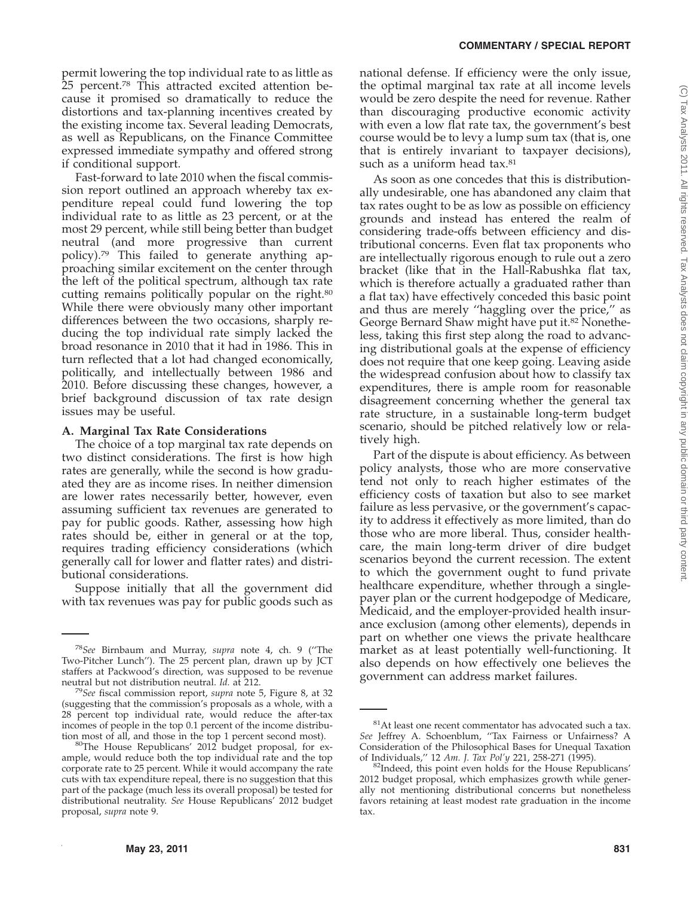permit lowering the top individual rate to as little as 25 percent.[78] This attracted excited attention because it promised so dramatically to reduce the distortions and tax-planning incentives created by the existing income tax. Several leading Democrats, as well as Republicans, on the Finance Committee expressed immediate sympathy and offered strong if conditional support.

Fast-forward to late 2010 when the fiscal commission report outlined an approach whereby tax expenditure repeal could fund lowering the top individual rate to as little as 23 percent, or at the most 29 percent, while still being better than budget neutral (and more progressive than current policy).[79] This failed to generate anything approaching similar excitement on the center through the left of the political spectrum, although tax rate cutting remains politically popular on the right.[80] While there were obviously many other important differences between the two occasions, sharply reducing the top individual rate simply lacked the broad resonance in 2010 that it had in 1986. This in turn reflected that a lot had changed economically, politically, and intellectually between 1986 and 2010. Before discussing these changes, however, a brief background discussion of tax rate design issues may be useful.

### A. Marginal Tax Rate Considerations

The choice of a top marginal tax rate depends on two distinct considerations. The first is how high rates are generally, while the second is how graduated they are as income rises. In neither dimension are lower rates necessarily better, however, even assuming sufficient tax revenues are generated to pay for public goods. Rather, assessing how high rates should be, either in general or at the top, requires trading efficiency considerations (which generally call for lower and flatter rates) and distributional considerations.

Suppose initially that all the government did with tax revenues was pay for public goods such as national defense. If efficiency were the only issue, the optimal marginal tax rate at all income levels would be zero despite the need for revenue. Rather than discouraging productive economic activity with even a low flat rate tax, the government's best course would be to levy a lump sum tax (that is, one that is entirely invariant to taxpayer decisions), such as a uniform head tax.[81]

As soon as one concedes that this is distributionally undesirable, one has abandoned any claim that tax rates ought to be as low as possible on efficiency grounds and instead has entered the realm of considering trade-offs between efficiency and distributional concerns. Even flat tax proponents who are intellectually rigorous enough to rule out a zero bracket (like that in the Hall-Rabushka flat tax, which is therefore actually a graduated rather than a flat tax) have effectively conceded this basic point and thus are merely ''haggling over the price,'' as George Bernard Shaw might have put it.[82] Nonetheless, taking this first step along the road to advancing distributional goals at the expense of efficiency does not require that one keep going. Leaving aside the widespread confusion about how to classify tax expenditures, there is ample room for reasonable disagreement concerning whether the general tax rate structure, in a sustainable long-term budget scenario, should be pitched relatively low or relatively high.

Part of the dispute is about efficiency. As between policy analysts, those who are more conservative tend not only to reach higher estimates of the efficiency costs of taxation but also to see market failure as less pervasive, or the government's capacity to address it effectively as more limited, than do those who are more liberal. Thus, consider healthcare, the main long-term driver of dire budget scenarios beyond the current recession. The extent to which the government ought to fund private healthcare expenditure, whether through a single-payer plan or the current hodgepodge of Medicare, Medicaid, and the employer-provided health insurance exclusion (among other elements), depends in part on whether one views the private healthcare market as at least potentially well-functioning. It also depends on how effectively one believes the government can address market failures.

---

[78]*See* Birnbaum and Murray, *supra* note 4, ch. 9 (''The Two-Pitcher Lunch''). The 25 percent plan, drawn up by JCT staffers at Packwood's direction, was supposed to be revenue neutral but not distribution neutral. *Id.* at 212.

[79]*See* fiscal commission report, *supra* note 5, Figure 8, at 32 (suggesting that the commission's proposals as a whole, with a 28 percent top individual rate, would reduce the after-tax incomes of people in the top 0.1 percent of the income distribution most of all, and those in the top 1 percent second most).

[80]The House Republicans' 2012 budget proposal, for example, would reduce both the top individual rate and the top corporate rate to 25 percent. While it would accompany the rate cuts with tax expenditure repeal, there is no suggestion that this part of the package (much less its overall proposal) be tested for distributional neutrality. *See* House Republicans' 2012 budget proposal, *supra* note 9.

[81]At least one recent commentator has advocated such a tax. *See* Jeffrey A. Schoenblum, ''Tax Fairness or Unfairness? A Consideration of the Philosophical Bases for Unequal Taxation of Individuals,'' 12 *Am. J. Tax Pol'y* 221, 258-271 (1995).

[82]Indeed, this point even holds for the House Republicans' 2012 budget proposal, which emphasizes growth while generally not mentioning distributional concerns but nonetheless favors retaining at least modest rate graduation in the income tax.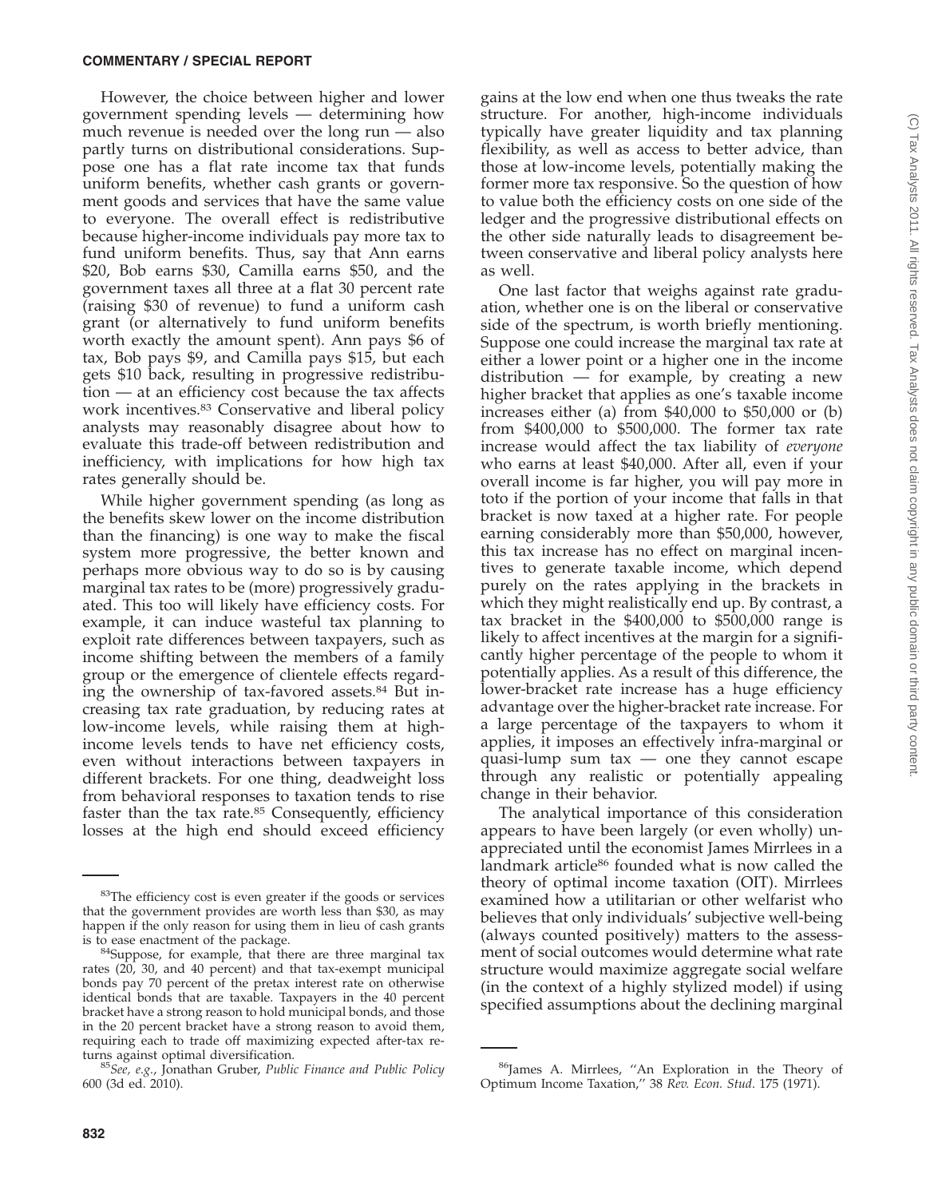However, the choice between higher and lower government spending levels — determining how much revenue is needed over the long run — also partly turns on distributional considerations. Suppose one has a flat rate income tax that funds uniform benefits, whether cash grants or government goods and services that have the same value to everyone. The overall effect is redistributive because higher-income individuals pay more tax to fund uniform benefits. Thus, say that Ann earns \$20, Bob earns \$30, Camilla earns \$50, and the government taxes all three at a flat 30 percent rate (raising \$30 of revenue) to fund a uniform cash grant (or alternatively to fund uniform benefits worth exactly the amount spent). Ann pays \$6 of tax, Bob pays \$9, and Camilla pays \$15, but each gets \$10 back, resulting in progressive redistribution — at an efficiency cost because the tax affects work incentives.[83] Conservative and liberal policy analysts may reasonably disagree about how to evaluate this trade-off between redistribution and inefficiency, with implications for how high tax rates generally should be.

While higher government spending (as long as the benefits skew lower on the income distribution than the financing) is one way to make the fiscal system more progressive, the better known and perhaps more obvious way to do so is by causing marginal tax rates to be (more) progressively graduated. This too will likely have efficiency costs. For example, it can induce wasteful tax planning to exploit rate differences between taxpayers, such as income shifting between the members of a family group or the emergence of clientele effects regarding the ownership of tax-favored assets.[84] But increasing tax rate graduation, by reducing rates at low-income levels, while raising them at high-income levels tends to have net efficiency costs, even without interactions between taxpayers in different brackets. For one thing, deadweight loss from behavioral responses to taxation tends to rise faster than the tax rate.[85] Consequently, efficiency losses at the high end should exceed efficiency gains at the low end when one thus tweaks the rate structure. For another, high-income individuals typically have greater liquidity and tax planning flexibility, as well as access to better advice, than those at low-income levels, potentially making the former more tax responsive. So the question of how to value both the efficiency costs on one side of the ledger and the progressive distributional effects on the other side naturally leads to disagreement between conservative and liberal policy analysts here as well.

One last factor that weighs against rate graduation, whether one is on the liberal or conservative side of the spectrum, is worth briefly mentioning. Suppose one could increase the marginal tax rate at either a lower point or a higher one in the income distribution — for example, by creating a new higher bracket that applies as one's taxable income increases either (a) from \$40,000 to \$50,000 or (b) from \$400,000 to \$500,000. The former tax rate increase would affect the tax liability of *everyone* who earns at least \$40,000. After all, even if your overall income is far higher, you will pay more in toto if the portion of your income that falls in that bracket is now taxed at a higher rate. For people earning considerably more than \$50,000, however, this tax increase has no effect on marginal incentives to generate taxable income, which depend purely on the rates applying in the brackets in which they might realistically end up. By contrast, a tax bracket in the \$400,000 to \$500,000 range is likely to affect incentives at the margin for a significantly higher percentage of the people to whom it potentially applies. As a result of this difference, the lower-bracket rate increase has a huge efficiency advantage over the higher-bracket rate increase. For a large percentage of the taxpayers to whom it applies, it imposes an effectively infra-marginal or quasi-lump sum tax — one they cannot escape through any realistic or potentially appealing change in their behavior.

The analytical importance of this consideration appears to have been largely (or even wholly) unappreciated until the economist James Mirrlees in a landmark article[86] founded what is now called the theory of optimal income taxation (OIT). Mirrlees examined how a utilitarian or other welfarist who believes that only individuals' subjective well-being (always counted positively) matters to the assessment of social outcomes would determine what rate structure would maximize aggregate social welfare (in the context of a highly stylized model) if using specified assumptions about the declining marginal

---

[83] The efficiency cost is even greater if the goods or services that the government provides are worth less than \$30, as may happen if the only reason for using them in lieu of cash grants is to ease enactment of the package.

[84] Suppose, for example, that there are three marginal tax rates (20, 30, and 40 percent) and that tax-exempt municipal bonds pay 70 percent of the pretax interest rate on otherwise identical bonds that are taxable. Taxpayers in the 40 percent bracket have a strong reason to hold municipal bonds, and those in the 20 percent bracket have a strong reason to avoid them, requiring each to trade off maximizing expected after-tax returns against optimal diversification.

[85] *See, e.g.*, Jonathan Gruber, *Public Finance and Public Policy* 600 (3d ed. 2010).

[86] James A. Mirrlees, "An Exploration in the Theory of Optimum Income Taxation," 38 *Rev. Econ. Stud*. 175 (1971).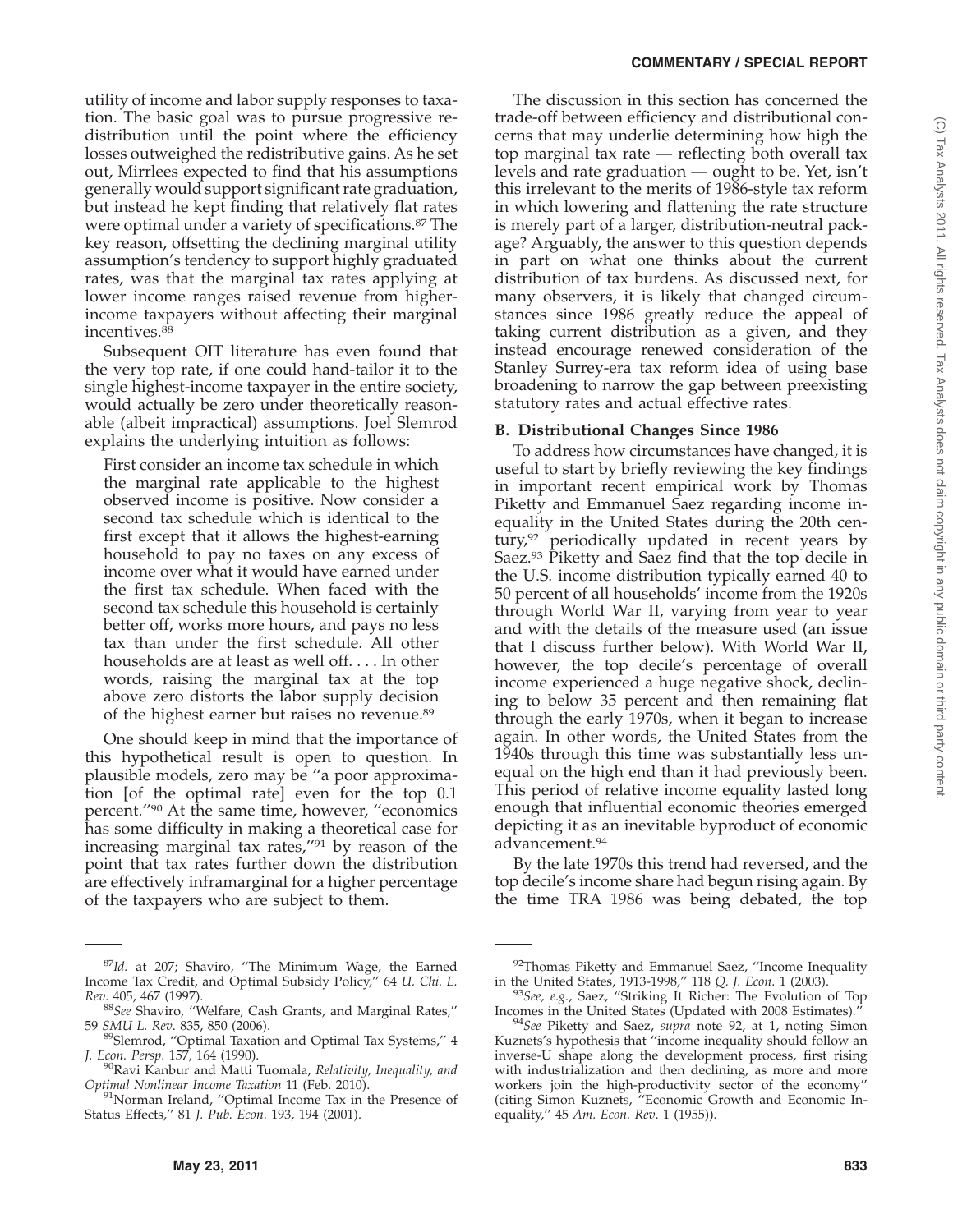utility of income and labor supply responses to taxation. The basic goal was to pursue progressive redistribution until the point where the efficiency losses outweighed the redistributive gains. As he set out, Mirrlees expected to find that his assumptions generally would support significant rate graduation, but instead he kept finding that relatively flat rates were optimal under a variety of specifications.[87] The key reason, offsetting the declining marginal utility assumption's tendency to support highly graduated rates, was that the marginal tax rates applying at lower income ranges raised revenue from higher-income taxpayers without affecting their marginal incentives.[88]

Subsequent OIT literature has even found that the very top rate, if one could hand-tailor it to the single highest-income taxpayer in the entire society, would actually be zero under theoretically reasonable (albeit impractical) assumptions. Joel Slemrod explains the underlying intuition as follows:

> First consider an income tax schedule in which the marginal rate applicable to the highest observed income is positive. Now consider a second tax schedule which is identical to the first except that it allows the highest-earning household to pay no taxes on any excess of income over what it would have earned under the first tax schedule. When faced with the second tax schedule this household is certainly better off, works more hours, and pays no less tax than under the first schedule. All other households are at least as well off. . . . In other words, raising the marginal tax at the top above zero distorts the labor supply decision of the highest earner but raises no revenue.[89]

One should keep in mind that the importance of this hypothetical result is open to question. In plausible models, zero may be "a poor approximation [of the optimal rate] even for the top 0.1 percent."[90] At the same time, however, "economics has some difficulty in making a theoretical case for increasing marginal tax rates,"[91] by reason of the point that tax rates further down the distribution are effectively inframarginal for a higher percentage of the taxpayers who are subject to them.

The discussion in this section has concerned the trade-off between efficiency and distributional concerns that may underlie determining how high the top marginal tax rate — reflecting both overall tax levels and rate graduation — ought to be. Yet, isn't this irrelevant to the merits of 1986-style tax reform in which lowering and flattening the rate structure is merely part of a larger, distribution-neutral package? Arguably, the answer to this question depends in part on what one thinks about the current distribution of tax burdens. As discussed next, for many observers, it is likely that changed circumstances since 1986 greatly reduce the appeal of taking current distribution as a given, and they instead encourage renewed consideration of the Stanley Surrey-era tax reform idea of using base broadening to narrow the gap between preexisting statutory rates and actual effective rates.

### B. Distributional Changes Since 1986

To address how circumstances have changed, it is useful to start by briefly reviewing the key findings in important recent empirical work by Thomas Piketty and Emmanuel Saez regarding income inequality in the United States during the 20th century,[92] periodically updated in recent years by Saez.[93] Piketty and Saez find that the top decile in the U.S. income distribution typically earned 40 to 50 percent of all households' income from the 1920s through World War II, varying from year to year and with the details of the measure used (an issue that I discuss further below). With World War II, however, the top decile's percentage of overall income experienced a huge negative shock, declining to below 35 percent and then remaining flat through the early 1970s, when it began to increase again. In other words, the United States from the 1940s through this time was substantially less unequal on the high end than it had previously been. This period of relative income equality lasted long enough that influential economic theories emerged depicting it as an inevitable byproduct of economic advancement.[94]

By the late 1970s this trend had reversed, and the top decile's income share had begun rising again. By the time TRA 1986 was being debated, the top

---

[87] *Id.* at 207; Shaviro, "The Minimum Wage, the Earned Income Tax Credit, and Optimal Subsidy Policy," 64 *U. Chi. L. Rev*. 405, 467 (1997).

[88] *See* Shaviro, "Welfare, Cash Grants, and Marginal Rates," 59 *SMU L. Rev*. 835, 850 (2006).

[89] Slemrod, "Optimal Taxation and Optimal Tax Systems," 4 *J. Econ. Persp*. 157, 164 (1990).

[90] Ravi Kanbur and Matti Tuomala, *Relativity, Inequality, and Optimal Nonlinear Income Taxation* 11 (Feb. 2010).

[91] Norman Ireland, "Optimal Income Tax in the Presence of Status Effects," 81 *J. Pub. Econ*. 193, 194 (2001).

[92] Thomas Piketty and Emmanuel Saez, "Income Inequality in the United States, 1913-1998," 118 *Q. J. Econ*. 1 (2003).

[93] *See, e.g.*, Saez, "Striking It Richer: The Evolution of Top Incomes in the United States (Updated with 2008 Estimates)."

[94] *See* Piketty and Saez, *supra* note 92, at 1, noting Simon Kuznets's hypothesis that "income inequality should follow an inverse-U shape along the development process, first rising with industrialization and then declining, as more and more workers join the high-productivity sector of the economy" (citing Simon Kuznets, "Economic Growth and Economic Inequality," 45 *Am. Econ. Rev*. 1 (1955)).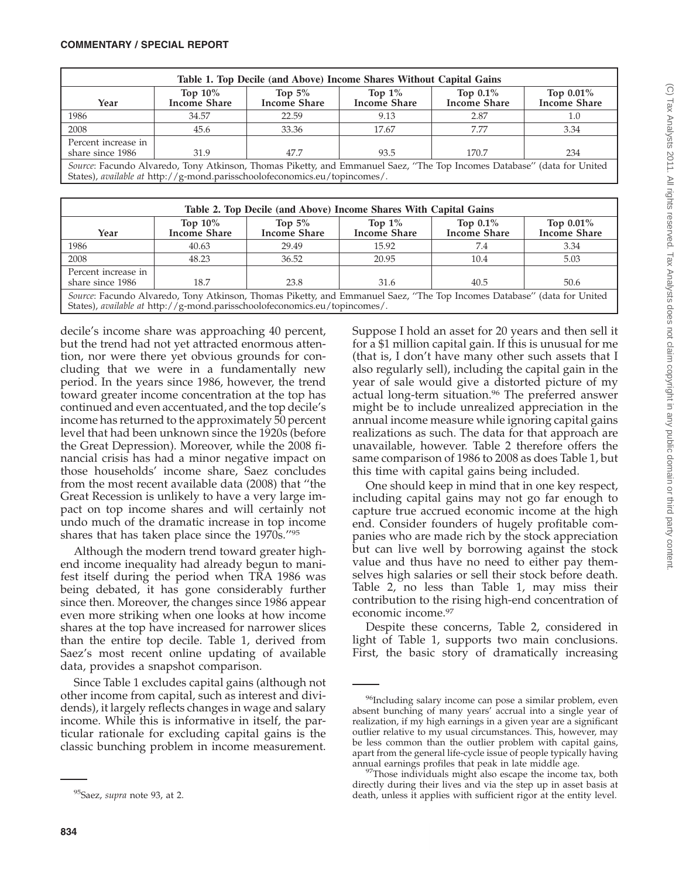| Table 1. Top Decile (and Above) Income Shares Without Capital Gains | | | | | |
|---|---|---|---|---|---|
| Year | Top 10% Income Share | Top 5% Income Share | Top 1% Income Share | Top 0.1% Income Share | Top 0.01% Income Share |
| 1986 | 34.57 | 22.59 | 9.13 | 2.87 | 1.0 |
| 2008 | 45.6 | 33.36 | 17.67 | 7.77 | 3.34 |
| Percent increase in share since 1986 | 31.9 | 47.7 | 93.5 | 170.7 | 234 |

*Source*: Facundo Alvaredo, Tony Atkinson, Thomas Piketty, and Emmanuel Saez, ''The Top Incomes Database'' (data for United States), *available at* http://g-mond.parisschoolofeconomics.eu/topincomes/.

| Table 2. Top Decile (and Above) Income Shares With Capital Gains | | | | | |
|---|---|---|---|---|---|
| Year | Top 10% Income Share | Top 5% Income Share | Top 1% Income Share | Top 0.1% Income Share | Top 0.01% Income Share |
| 1986 | 40.63 | 29.49 | 15.92 | 7.4 | 3.34 |
| 2008 | 48.23 | 36.52 | 20.95 | 10.4 | 5.03 |
| Percent increase in share since 1986 | 18.7 | 23.8 | 31.6 | 40.5 | 50.6 |

*Source*: Facundo Alvaredo, Tony Atkinson, Thomas Piketty, and Emmanuel Saez, ''The Top Incomes Database'' (data for United States), *available at* http://g-mond.parisschoolofeconomics.eu/topincomes/.

decile's income share was approaching 40 percent, but the trend had not yet attracted enormous attention, nor were there yet obvious grounds for concluding that we were in a fundamentally new period. In the years since 1986, however, the trend toward greater income concentration at the top has continued and even accentuated, and the top decile's income has returned to the approximately 50 percent level that had been unknown since the 1920s (before the Great Depression). Moreover, while the 2008 financial crisis has had a minor negative impact on those households' income share, Saez concludes from the most recent available data (2008) that ''the Great Recession is unlikely to have a very large impact on top income shares and will certainly not undo much of the dramatic increase in top income shares that has taken place since the 1970s.''[95]

Although the modern trend toward greater high-end income inequality had already begun to manifest itself during the period when TRA 1986 was being debated, it has gone considerably further since then. Moreover, the changes since 1986 appear even more striking when one looks at how income shares at the top have increased for narrower slices than the entire top decile. Table 1, derived from Saez's most recent online updating of available data, provides a snapshot comparison.

Since Table 1 excludes capital gains (although not other income from capital, such as interest and dividends), it largely reflects changes in wage and salary income. While this is informative in itself, the particular rationale for excluding capital gains is the classic bunching problem in income measurement. Suppose I hold an asset for 20 years and then sell it for a $1 million capital gain. If this is unusual for me (that is, I don't have many other such assets that I also regularly sell), including the capital gain in the year of sale would give a distorted picture of my actual long-term situation.[96] The preferred answer might be to include unrealized appreciation in the annual income measure while ignoring capital gains realizations as such. The data for that approach are unavailable, however. Table 2 therefore offers the same comparison of 1986 to 2008 as does Table 1, but this time with capital gains being included.

One should keep in mind that in one key respect, including capital gains may not go far enough to capture true accrued economic income at the high end. Consider founders of hugely profitable companies who are made rich by the stock appreciation but can live well by borrowing against the stock value and thus have no need to either pay themselves high salaries or sell their stock before death. Table 2, no less than Table 1, may miss their contribution to the rising high-end concentration of economic income.[97]

Despite these concerns, Table 2, considered in light of Table 1, supports two main conclusions. First, the basic story of dramatically increasing

[95]Saez, *supra* note 93, at 2.

[96]Including salary income can pose a similar problem, even absent bunching of many years' accrual into a single year of realization, if my high earnings in a given year are a significant outlier relative to my usual circumstances. This, however, may be less common than the outlier problem with capital gains, apart from the general life-cycle issue of people typically having annual earnings profiles that peak in late middle age.

[97]Those individuals might also escape the income tax, both directly during their lives and via the step up in asset basis at death, unless it applies with sufficient rigor at the entity level.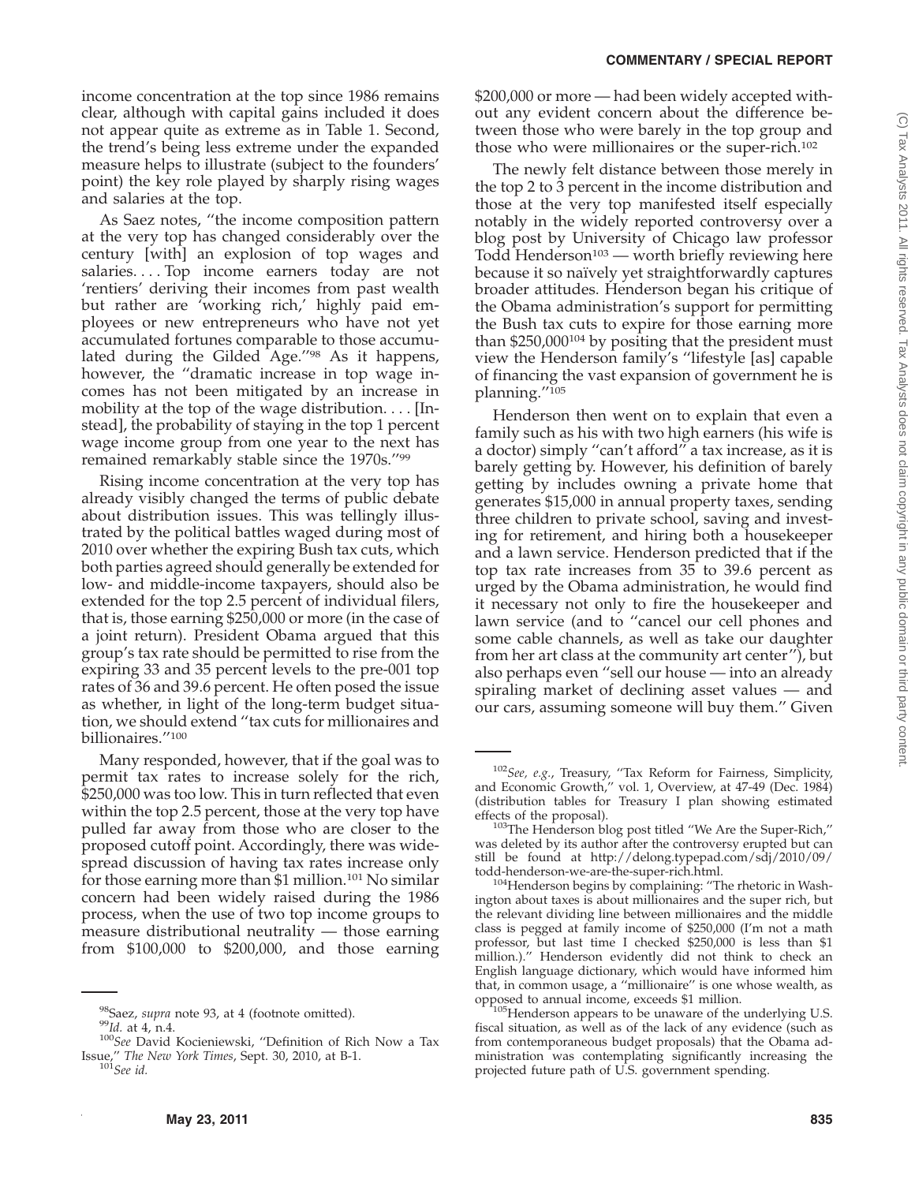income concentration at the top since 1986 remains clear, although with capital gains included it does not appear quite as extreme as in Table 1. Second, the trend's being less extreme under the expanded measure helps to illustrate (subject to the founders' point) the key role played by sharply rising wages and salaries at the top.

As Saez notes, "the income composition pattern at the very top has changed considerably over the century [with] an explosion of top wages and salaries. . . . Top income earners today are not 'rentiers' deriving their incomes from past wealth but rather are 'working rich,' highly paid employees or new entrepreneurs who have not yet accumulated fortunes comparable to those accumulated during the Gilded Age."[98] As it happens, however, the "dramatic increase in top wage incomes has not been mitigated by an increase in mobility at the top of the wage distribution. . . . [Instead], the probability of staying in the top 1 percent wage income group from one year to the next has remained remarkably stable since the 1970s."[99]

Rising income concentration at the very top has already visibly changed the terms of public debate about distribution issues. This was tellingly illustrated by the political battles waged during most of 2010 over whether the expiring Bush tax cuts, which both parties agreed should generally be extended for low- and middle-income taxpayers, should also be extended for the top 2.5 percent of individual filers, that is, those earning $250,000 or more (in the case of a joint return). President Obama argued that this group's tax rate should be permitted to rise from the expiring 33 and 35 percent levels to the pre-001 top rates of 36 and 39.6 percent. He often posed the issue as whether, in light of the long-term budget situation, we should extend "tax cuts for millionaires and billionaires."[100]

Many responded, however, that if the goal was to permit tax rates to increase solely for the rich, $250,000 was too low. This in turn reflected that even within the top 2.5 percent, those at the very top have pulled far away from those who are closer to the proposed cutoff point. Accordingly, there was widespread discussion of having tax rates increase only for those earning more than $1 million.[101] No similar concern had been widely raised during the 1986 process, when the use of two top income groups to measure distributional neutrality — those earning from $100,000 to $200,000, and those earning $200,000 or more — had been widely accepted without any evident concern about the difference between those who were barely in the top group and those who were millionaires or the super-rich.[102]

The newly felt distance between those merely in the top 2 to 3 percent in the income distribution and those at the very top manifested itself especially notably in the widely reported controversy over a blog post by University of Chicago law professor Todd Henderson[103] — worth briefly reviewing here because it so naïvely yet straightforwardly captures broader attitudes. Henderson began his critique of the Obama administration's support for permitting the Bush tax cuts to expire for those earning more than $250,000[104] by positing that the president must view the Henderson family's "lifestyle [as] capable of financing the vast expansion of government he is planning."[105]

Henderson then went on to explain that even a family such as his with two high earners (his wife is a doctor) simply "can't afford" a tax increase, as it is barely getting by. However, his definition of barely getting by includes owning a private home that generates $15,000 in annual property taxes, sending three children to private school, saving and investing for retirement, and hiring both a housekeeper and a lawn service. Henderson predicted that if the top tax rate increases from 35 to 39.6 percent as urged by the Obama administration, he would find it necessary not only to fire the housekeeper and lawn service (and to "cancel our cell phones and some cable channels, as well as take our daughter from her art class at the community art center"), but also perhaps even "sell our house — into an already spiraling market of declining asset values — and our cars, assuming someone will buy them." Given

---

[98] Saez, *supra* note 93, at 4 (footnote omitted).

[99] *Id.* at 4, n.4.

[100] *See* David Kocieniewski, "Definition of Rich Now a Tax Issue," *The New York Times*, Sept. 30, 2010, at B-1.

[101] *See id.*

[102] *See, e.g.*, Treasury, "Tax Reform for Fairness, Simplicity, and Economic Growth," vol. 1, Overview, at 47-49 (Dec. 1984) (distribution tables for Treasury I plan showing estimated effects of the proposal).

[103] The Henderson blog post titled "We Are the Super-Rich," was deleted by its author after the controversy erupted but can still be found at http://delong.typepad.com/sdj/2010/09/todd-henderson-we-are-the-super-rich.html.

[104] Henderson begins by complaining: "The rhetoric in Washington about taxes is about millionaires and the super rich, but the relevant dividing line between millionaires and the middle class is pegged at family income of $250,000 (I'm not a math professor, but last time I checked $250,000 is less than $1 million.)." Henderson evidently did not think to check an English language dictionary, which would have informed him that, in common usage, a "millionaire" is one whose wealth, as opposed to annual income, exceeds $1 million.

[105] Henderson appears to be unaware of the underlying U.S. fiscal situation, as well as of the lack of any evidence (such as from contemporaneous budget proposals) that the Obama administration was contemplating significantly increasing the projected future path of U.S. government spending.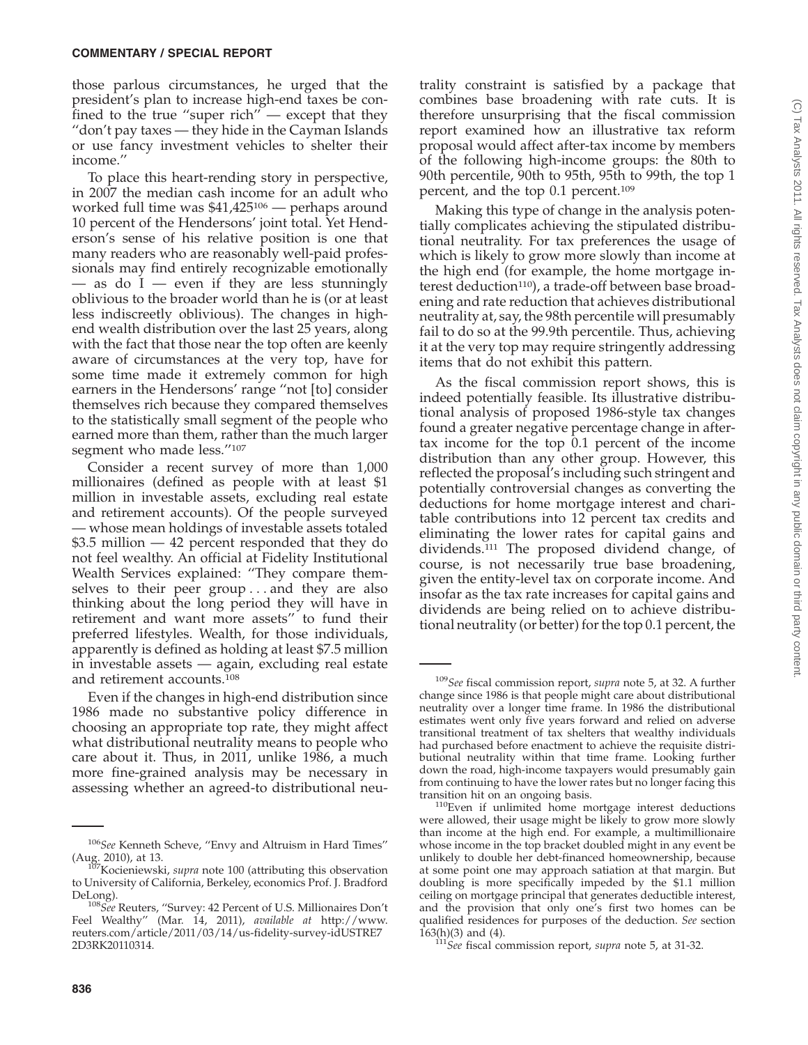those parlous circumstances, he urged that the president's plan to increase high-end taxes be confined to the true "super rich" — except that they "don't pay taxes — they hide in the Cayman Islands or use fancy investment vehicles to shelter their income."

To place this heart-rending story in perspective, in 2007 the median cash income for an adult who worked full time was $41,425[106] — perhaps around 10 percent of the Hendersons' joint total. Yet Henderson's sense of his relative position is one that many readers who are reasonably well-paid professionals may find entirely recognizable emotionally — as do I — even if they are less stunningly oblivious to the broader world than he is (or at least less indiscreetly oblivious). The changes in high-end wealth distribution over the last 25 years, along with the fact that those near the top often are keenly aware of circumstances at the very top, have for some time made it extremely common for high earners in the Hendersons' range "not [to] consider themselves rich because they compared themselves to the statistically small segment of the people who earned more than them, rather than the much larger segment who made less."[107]

Consider a recent survey of more than 1,000 millionaires (defined as people with at least $1 million in investable assets, excluding real estate and retirement accounts). Of the people surveyed — whose mean holdings of investable assets totaled $3.5 million — 42 percent responded that they do not feel wealthy. An official at Fidelity Institutional Wealth Services explained: "They compare themselves to their peer group . . . and they are also thinking about the long period they will have in retirement and want more assets" to fund their preferred lifestyles. Wealth, for those individuals, apparently is defined as holding at least $7.5 million in investable assets — again, excluding real estate and retirement accounts.[108]

Even if the changes in high-end distribution since 1986 made no substantive policy difference in choosing an appropriate top rate, they might affect what distributional neutrality means to people who care about it. Thus, in 2011, unlike 1986, a much more fine-grained analysis may be necessary in assessing whether an agreed-to distributional neutrality constraint is satisfied by a package that combines base broadening with rate cuts. It is therefore unsurprising that the fiscal commission report examined how an illustrative tax reform proposal would affect after-tax income by members of the following high-income groups: the 80th to 90th percentile, 90th to 95th, 95th to 99th, the top 1 percent, and the top 0.1 percent.[109]

Making this type of change in the analysis potentially complicates achieving the stipulated distributional neutrality. For tax preferences the usage of which is likely to grow more slowly than income at the high end (for example, the home mortgage interest deduction[110]), a trade-off between base broadening and rate reduction that achieves distributional neutrality at, say, the 98th percentile will presumably fail to do so at the 99.9th percentile. Thus, achieving it at the very top may require stringently addressing items that do not exhibit this pattern.

As the fiscal commission report shows, this is indeed potentially feasible. Its illustrative distributional analysis of proposed 1986-style tax changes found a greater negative percentage change in after-tax income for the top 0.1 percent of the income distribution than any other group. However, this reflected the proposal's including such stringent and potentially controversial changes as converting the deductions for home mortgage interest and charitable contributions into 12 percent tax credits and eliminating the lower rates for capital gains and dividends.[111] The proposed dividend change, of course, is not necessarily true base broadening, given the entity-level tax on corporate income. And insofar as the tax rate increases for capital gains and dividends are being relied on to achieve distributional neutrality (or better) for the top 0.1 percent, the

---

[106] *See* Kenneth Scheve, "Envy and Altruism in Hard Times" (Aug. 2010), at 13.

[107] Kocieniewski, *supra* note 100 (attributing this observation to University of California, Berkeley, economics Prof. J. Bradford DeLong).

[108] *See* Reuters, "Survey: 42 Percent of U.S. Millionaires Don't Feel Wealthy" (Mar. 14, 2011), *available at* http://www.reuters.com/article/2011/03/14/us-fidelity-survey-idUSTRE72D3RK20110314.

[109] *See* fiscal commission report, *supra* note 5, at 32. A further change since 1986 is that people might care about distributional neutrality over a longer time frame. In 1986 the distributional estimates went only five years forward and relied on adverse transitional treatment of tax shelters that wealthy individuals had purchased before enactment to achieve the requisite distributional neutrality within that time frame. Looking further down the road, high-income taxpayers would presumably gain from continuing to have the lower rates but no longer facing this transition hit on an ongoing basis.

[110] Even if unlimited home mortgage interest deductions were allowed, their usage might be likely to grow more slowly than income at the high end. For example, a multimillionaire whose income in the top bracket doubled might in any event be unlikely to double her debt-financed homeownership, because at some point one may approach satiation at that margin. But doubling is more specifically impeded by the $1.1 million ceiling on mortgage principal that generates deductible interest, and the provision that only one's first two homes can be qualified residences for purposes of the deduction. *See* section 163(h)(3) and (4).

[111] *See* fiscal commission report, *supra* note 5, at 31-32.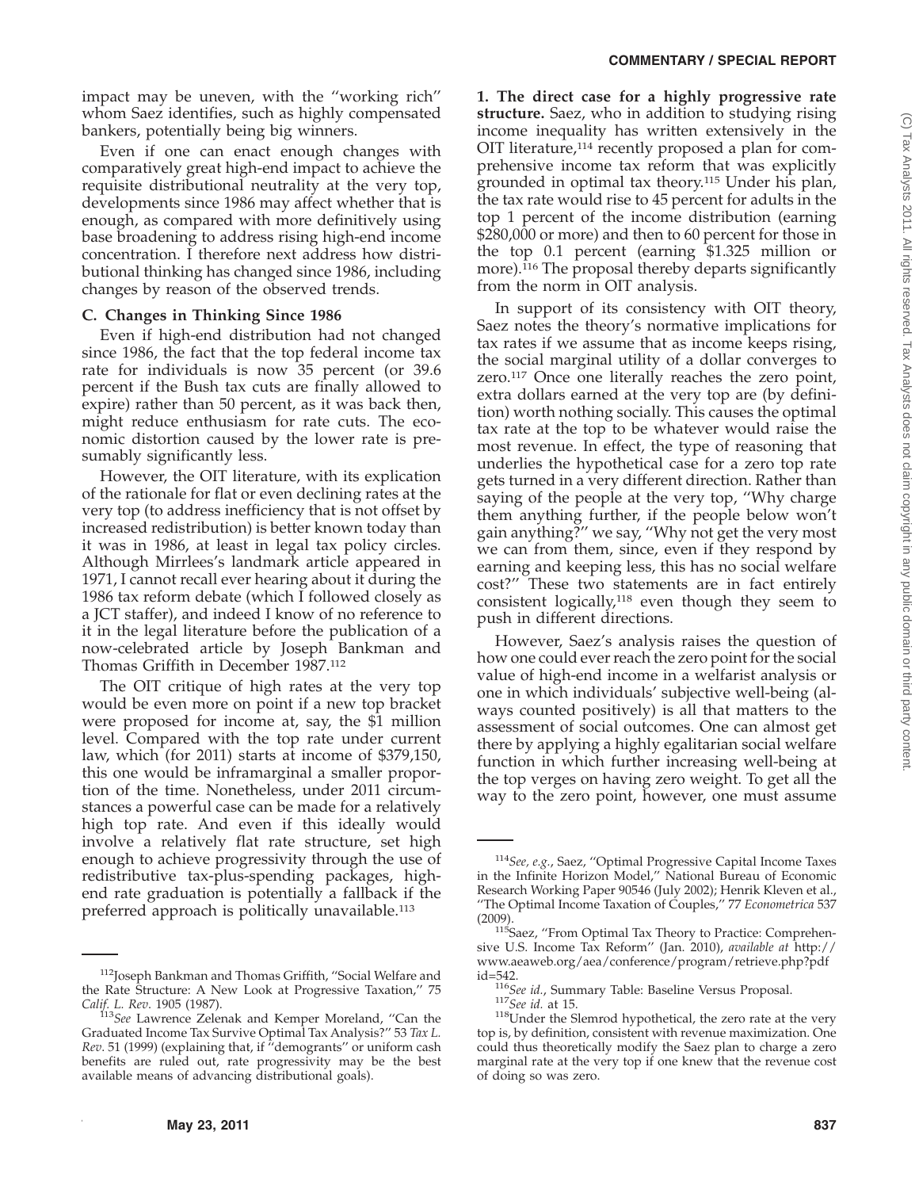impact may be uneven, with the "working rich" whom Saez identifies, such as highly compensated bankers, potentially being big winners.

Even if one can enact enough changes with comparatively great high-end impact to achieve the requisite distributional neutrality at the very top, developments since 1986 may affect whether that is enough, as compared with more definitively using base broadening to address rising high-end income concentration. I therefore next address how distributional thinking has changed since 1986, including changes by reason of the observed trends.

### C. Changes in Thinking Since 1986

Even if high-end distribution had not changed since 1986, the fact that the top federal income tax rate for individuals is now 35 percent (or 39.6 percent if the Bush tax cuts are finally allowed to expire) rather than 50 percent, as it was back then, might reduce enthusiasm for rate cuts. The economic distortion caused by the lower rate is presumably significantly less.

However, the OIT literature, with its explication of the rationale for flat or even declining rates at the very top (to address inefficiency that is not offset by increased redistribution) is better known today than it was in 1986, at least in legal tax policy circles. Although Mirrlees's landmark article appeared in 1971, I cannot recall ever hearing about it during the 1986 tax reform debate (which I followed closely as a JCT staffer), and indeed I know of no reference to it in the legal literature before the publication of a now-celebrated article by Joseph Bankman and Thomas Griffith in December 1987.[112]

The OIT critique of high rates at the very top would be even more on point if a new top bracket were proposed for income at, say, the $1 million level. Compared with the top rate under current law, which (for 2011) starts at income of $379,150, this one would be inframarginal a smaller proportion of the time. Nonetheless, under 2011 circumstances a powerful case can be made for a relatively high top rate. And even if this ideally would involve a relatively flat rate structure, set high enough to achieve progressivity through the use of redistributive tax-plus-spending packages, high-end rate graduation is potentially a fallback if the preferred approach is politically unavailable.[113]

**1. The direct case for a highly progressive rate structure.** Saez, who in addition to studying rising income inequality has written extensively in the OIT literature,[114] recently proposed a plan for comprehensive income tax reform that was explicitly grounded in optimal tax theory.[115] Under his plan, the tax rate would rise to 45 percent for adults in the top 1 percent of the income distribution (earning $280,000 or more) and then to 60 percent for those in the top 0.1 percent (earning $1.325 million or more).[116] The proposal thereby departs significantly from the norm in OIT analysis.

In support of its consistency with OIT theory, Saez notes the theory's normative implications for tax rates if we assume that as income keeps rising, the social marginal utility of a dollar converges to zero.[117] Once one literally reaches the zero point, extra dollars earned at the very top are (by definition) worth nothing socially. This causes the optimal tax rate at the top to be whatever would raise the most revenue. In effect, the type of reasoning that underlies the hypothetical case for a zero top rate gets turned in a very different direction. Rather than saying of the people at the very top, "Why charge them anything further, if the people below won't gain anything?" we say, "Why not get the very most we can from them, since, even if they respond by earning and keeping less, this has no social welfare cost?" These two statements are in fact entirely consistent logically,[118] even though they seem to push in different directions.

However, Saez's analysis raises the question of how one could ever reach the zero point for the social value of high-end income in a welfarist analysis or one in which individuals' subjective well-being (always counted positively) is all that matters to the assessment of social outcomes. One can almost get there by applying a highly egalitarian social welfare function in which further increasing well-being at the top verges on having zero weight. To get all the way to the zero point, however, one must assume

---

[112] Joseph Bankman and Thomas Griffith, "Social Welfare and the Rate Structure: A New Look at Progressive Taxation," 75 *Calif. L. Rev*. 1905 (1987).

[113] *See* Lawrence Zelenak and Kemper Moreland, "Can the Graduated Income Tax Survive Optimal Tax Analysis?" 53 *Tax L. Rev*. 51 (1999) (explaining that, if "demogrants" or uniform cash benefits are ruled out, rate progressivity may be the best available means of advancing distributional goals).

[114] *See, e.g.*, Saez, "Optimal Progressive Capital Income Taxes in the Infinite Horizon Model," National Bureau of Economic Research Working Paper 90546 (July 2002); Henrik Kleven et al., "The Optimal Income Taxation of Couples," 77 *Econometrica* 537 (2009).

[115] Saez, "From Optimal Tax Theory to Practice: Comprehensive U.S. Income Tax Reform" (Jan. 2010), *available at* http://www.aeaweb.org/aea/conference/program/retrieve.php?pdfid=542.

[116] *See id.*, Summary Table: Baseline Versus Proposal.

[117] *See id.* at 15.

[118] Under the Slemrod hypothetical, the zero rate at the very top is, by definition, consistent with revenue maximization. One could thus theoretically modify the Saez plan to charge a zero marginal rate at the very top if one knew that the revenue cost of doing so was zero.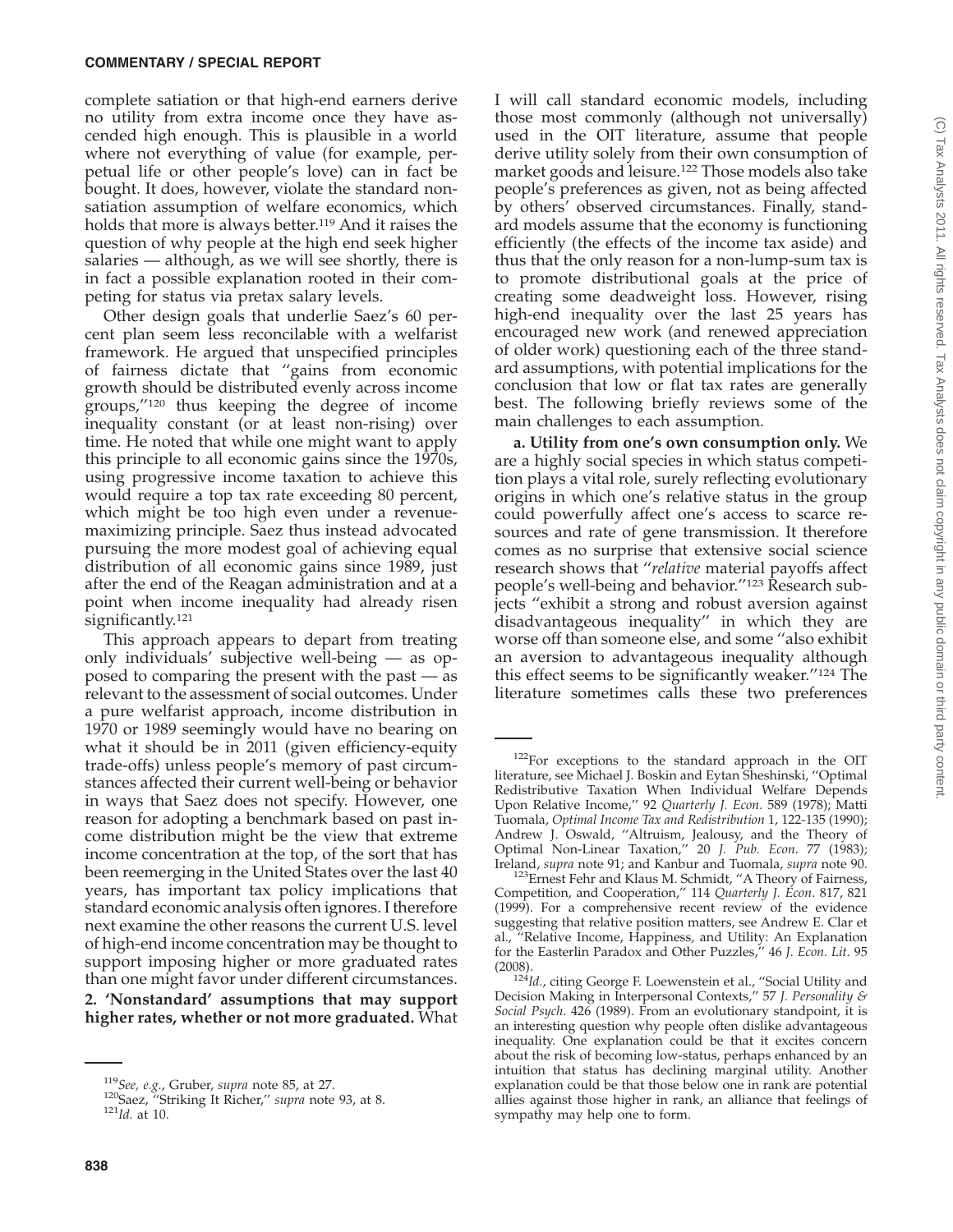complete satiation or that high-end earners derive no utility from extra income once they have ascended high enough. This is plausible in a world where not everything of value (for example, perpetual life or other people's love) can in fact be bought. It does, however, violate the standard nonsatiation assumption of welfare economics, which holds that more is always better.[119] And it raises the question of why people at the high end seek higher salaries — although, as we will see shortly, there is in fact a possible explanation rooted in their competing for status via pretax salary levels.

Other design goals that underlie Saez's 60 percent plan seem less reconcilable with a welfarist framework. He argued that unspecified principles of fairness dictate that "gains from economic growth should be distributed evenly across income groups,"[120] thus keeping the degree of income inequality constant (or at least non-rising) over time. He noted that while one might want to apply this principle to all economic gains since the 1970s, using progressive income taxation to achieve this would require a top tax rate exceeding 80 percent, which might be too high even under a revenue-maximizing principle. Saez thus instead advocated pursuing the more modest goal of achieving equal distribution of all economic gains since 1989, just after the end of the Reagan administration and at a point when income inequality had already risen significantly.[121]

This approach appears to depart from treating only individuals' subjective well-being — as opposed to comparing the present with the past — as relevant to the assessment of social outcomes. Under a pure welfarist approach, income distribution in 1970 or 1989 seemingly would have no bearing on what it should be in 2011 (given efficiency-equity trade-offs) unless people's memory of past circumstances affected their current well-being or behavior in ways that Saez does not specify. However, one reason for adopting a benchmark based on past income distribution might be the view that extreme income concentration at the top, of the sort that has been reemerging in the United States over the last 40 years, has important tax policy implications that standard economic analysis often ignores. I therefore next examine the other reasons the current U.S. level of high-end income concentration may be thought to support imposing higher or more graduated rates than one might favor under different circumstances.

**2. 'Nonstandard' assumptions that may support higher rates, whether or not more graduated.** What I will call standard economic models, including those most commonly (although not universally) used in the OIT literature, assume that people derive utility solely from their own consumption of market goods and leisure.[122] Those models also take people's preferences as given, not as being affected by others' observed circumstances. Finally, standard models assume that the economy is functioning efficiently (the effects of the income tax aside) and thus that the only reason for a non-lump-sum tax is to promote distributional goals at the price of creating some deadweight loss. However, rising high-end inequality over the last 25 years has encouraged new work (and renewed appreciation of older work) questioning each of the three standard assumptions, with potential implications for the conclusion that low or flat tax rates are generally best. The following briefly reviews some of the main challenges to each assumption.

**a. Utility from one's own consumption only.** We are a highly social species in which status competition plays a vital role, surely reflecting evolutionary origins in which one's relative status in the group could powerfully affect one's access to scarce resources and rate of gene transmission. It therefore comes as no surprise that extensive social science research shows that "*relative* material payoffs affect people's well-being and behavior."[123] Research subjects "exhibit a strong and robust aversion against disadvantageous inequality" in which they are worse off than someone else, and some "also exhibit an aversion to advantageous inequality although this effect seems to be significantly weaker."[124] The literature sometimes calls these two preferences

---

[119]*See, e.g.*, Gruber, *supra* note 85, at 27.

[120]Saez, "Striking It Richer," *supra* note 93, at 8.

[121]*Id.* at 10.

[122]For exceptions to the standard approach in the OIT literature, see Michael J. Boskin and Eytan Sheshinski, "Optimal Redistributive Taxation When Individual Welfare Depends Upon Relative Income," 92 *Quarterly J. Econ*. 589 (1978); Matti Tuomala, *Optimal Income Tax and Redistribution* 1, 122-135 (1990); Andrew J. Oswald, "Altruism, Jealousy, and the Theory of Optimal Non-Linear Taxation," 20 *J. Pub. Econ*. 77 (1983); Ireland, *supra* note 91; and Kanbur and Tuomala, *supra* note 90.

[123]Ernest Fehr and Klaus M. Schmidt, "A Theory of Fairness, Competition, and Cooperation," 114 *Quarterly J. Econ*. 817, 821 (1999). For a comprehensive recent review of the evidence suggesting that relative position matters, see Andrew E. Clar et al., "Relative Income, Happiness, and Utility: An Explanation for the Easterlin Paradox and Other Puzzles," 46 *J. Econ. Lit*. 95 (2008).

[124]*Id.*, citing George F. Loewenstein et al., "Social Utility and Decision Making in Interpersonal Contexts," 57 *J. Personality & Social Psych*. 426 (1989). From an evolutionary standpoint, it is an interesting question why people often dislike advantageous inequality. One explanation could be that it excites concern about the risk of becoming low-status, perhaps enhanced by an intuition that status has declining marginal utility. Another explanation could be that those below one in rank are potential allies against those higher in rank, an alliance that feelings of sympathy may help one to form.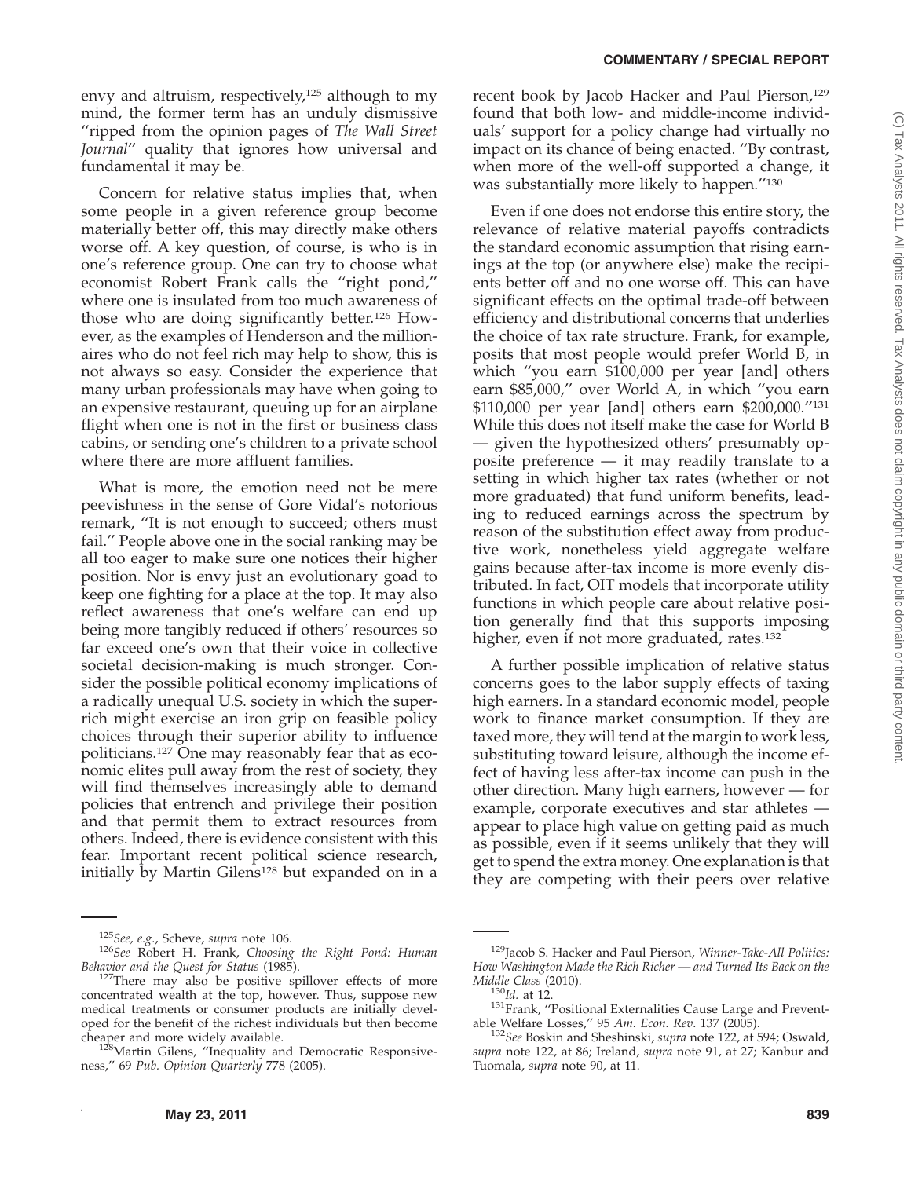envy and altruism, respectively,[125] although to my mind, the former term has an unduly dismissive "ripped from the opinion pages of *The Wall Street Journal*" quality that ignores how universal and fundamental it may be.

Concern for relative status implies that, when some people in a given reference group become materially better off, this may directly make others worse off. A key question, of course, is who is in one's reference group. One can try to choose what economist Robert Frank calls the "right pond," where one is insulated from too much awareness of those who are doing significantly better.[126] However, as the examples of Henderson and the millionaires who do not feel rich may help to show, this is not always so easy. Consider the experience that many urban professionals may have when going to an expensive restaurant, queuing up for an airplane flight when one is not in the first or business class cabins, or sending one's children to a private school where there are more affluent families.

What is more, the emotion need not be mere peevishness in the sense of Gore Vidal's notorious remark, "It is not enough to succeed; others must fail." People above one in the social ranking may be all too eager to make sure one notices their higher position. Nor is envy just an evolutionary goad to keep one fighting for a place at the top. It may also reflect awareness that one's welfare can end up being more tangibly reduced if others' resources so far exceed one's own that their voice in collective societal decision-making is much stronger. Consider the possible political economy implications of a radically unequal U.S. society in which the super-rich might exercise an iron grip on feasible policy choices through their superior ability to influence politicians.[127] One may reasonably fear that as economic elites pull away from the rest of society, they will find themselves increasingly able to demand policies that entrench and privilege their position and that permit them to extract resources from others. Indeed, there is evidence consistent with this fear. Important recent political science research, initially by Martin Gilens[128] but expanded on in a recent book by Jacob Hacker and Paul Pierson,[129] found that both low- and middle-income individuals' support for a policy change had virtually no impact on its chance of being enacted. "By contrast, when more of the well-off supported a change, it was substantially more likely to happen."[130]

Even if one does not endorse this entire story, the relevance of relative material payoffs contradicts the standard economic assumption that rising earnings at the top (or anywhere else) make the recipients better off and no one worse off. This can have significant effects on the optimal trade-off between efficiency and distributional concerns that underlies the choice of tax rate structure. Frank, for example, posits that most people would prefer World B, in which "you earn $100,000 per year [and] others earn $85,000," over World A, in which "you earn $110,000 per year [and] others earn $200,000."[131] While this does not itself make the case for World B — given the hypothesized others' presumably opposite preference — it may readily translate to a setting in which higher tax rates (whether or not more graduated) that fund uniform benefits, leading to reduced earnings across the spectrum by reason of the substitution effect away from productive work, nonetheless yield aggregate welfare gains because after-tax income is more evenly distributed. In fact, OIT models that incorporate utility functions in which people care about relative position generally find that this supports imposing higher, even if not more graduated, rates.[132]

A further possible implication of relative status concerns goes to the labor supply effects of taxing high earners. In a standard economic model, people work to finance market consumption. If they are taxed more, they will tend at the margin to work less, substituting toward leisure, although the income effect of having less after-tax income can push in the other direction. Many high earners, however — for example, corporate executives and star athletes — appear to place high value on getting paid as much as possible, even if it seems unlikely that they will get to spend the extra money. One explanation is that they are competing with their peers over relative

---

[125] *See, e.g.*, Scheve, *supra* note 106.

[126] *See* Robert H. Frank, *Choosing the Right Pond: Human Behavior and the Quest for Status* (1985).

[127] There may also be positive spillover effects of more concentrated wealth at the top, however. Thus, suppose new medical treatments or consumer products are initially developed for the benefit of the richest individuals but then become cheaper and more widely available.

[128] Martin Gilens, "Inequality and Democratic Responsiveness," 69 *Pub. Opinion Quarterly* 778 (2005).

[129] Jacob S. Hacker and Paul Pierson, *Winner-Take-All Politics: How Washington Made the Rich Richer — and Turned Its Back on the Middle Class* (2010).

[130] *Id.* at 12.

[131] Frank, "Positional Externalities Cause Large and Preventable Welfare Losses," 95 *Am. Econ. Rev.* 137 (2005).

[132] *See* Boskin and Sheshinski, *supra* note 122, at 594; Oswald, *supra* note 122, at 86; Ireland, *supra* note 91, at 27; Kanbur and Tuomala, *supra* note 90, at 11.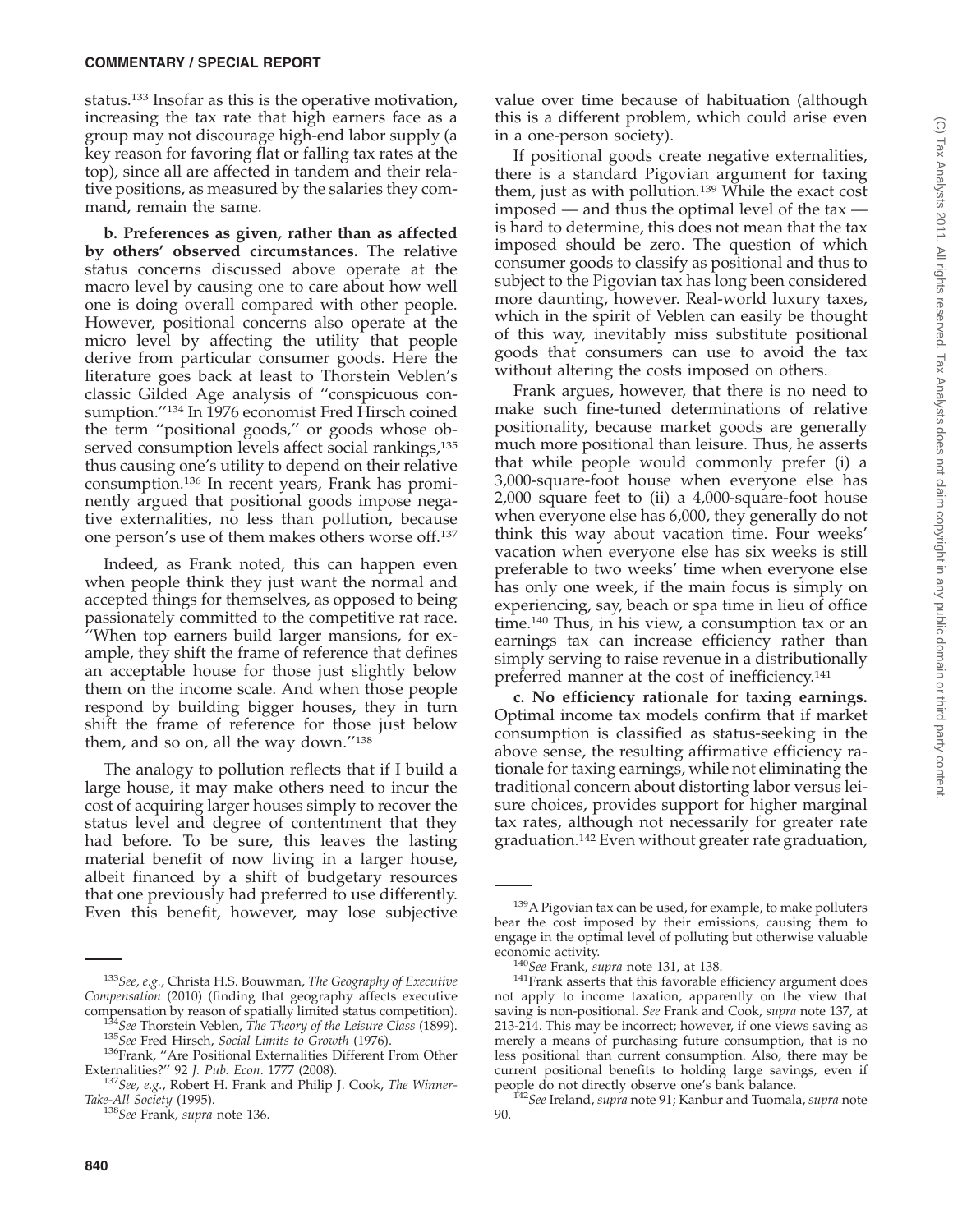status.[133] Insofar as this is the operative motivation, increasing the tax rate that high earners face as a group may not discourage high-end labor supply (a key reason for favoring flat or falling tax rates at the top), since all are affected in tandem and their relative positions, as measured by the salaries they command, remain the same.

**b. Preferences as given, rather than as affected by others' observed circumstances.** The relative status concerns discussed above operate at the macro level by causing one to care about how well one is doing overall compared with other people. However, positional concerns also operate at the micro level by affecting the utility that people derive from particular consumer goods. Here the literature goes back at least to Thorstein Veblen's classic Gilded Age analysis of "conspicuous consumption."[134] In 1976 economist Fred Hirsch coined the term "positional goods," or goods whose observed consumption levels affect social rankings,[135] thus causing one's utility to depend on their relative consumption.[136] In recent years, Frank has prominently argued that positional goods impose negative externalities, no less than pollution, because one person's use of them makes others worse off.[137]

Indeed, as Frank noted, this can happen even when people think they just want the normal and accepted things for themselves, as opposed to being passionately committed to the competitive rat race. "When top earners build larger mansions, for example, they shift the frame of reference that defines an acceptable house for those just slightly below them on the income scale. And when those people respond by building bigger houses, they in turn shift the frame of reference for those just below them, and so on, all the way down."[138]

The analogy to pollution reflects that if I build a large house, it may make others need to incur the cost of acquiring larger houses simply to recover the status level and degree of contentment that they had before. To be sure, this leaves the lasting material benefit of now living in a larger house, albeit financed by a shift of budgetary resources that one previously had preferred to use differently. Even this benefit, however, may lose subjective value over time because of habituation (although this is a different problem, which could arise even in a one-person society).

If positional goods create negative externalities, there is a standard Pigovian argument for taxing them, just as with pollution.[139] While the exact cost imposed — and thus the optimal level of the tax — is hard to determine, this does not mean that the tax imposed should be zero. The question of which consumer goods to classify as positional and thus to subject to the Pigovian tax has long been considered more daunting, however. Real-world luxury taxes, which in the spirit of Veblen can easily be thought of this way, inevitably miss substitute positional goods that consumers can use to avoid the tax without altering the costs imposed on others.

Frank argues, however, that there is no need to make such fine-tuned determinations of relative positionality, because market goods are generally much more positional than leisure. Thus, he asserts that while people would commonly prefer (i) a 3,000-square-foot house when everyone else has 2,000 square feet to (ii) a 4,000-square-foot house when everyone else has 6,000, they generally do not think this way about vacation time. Four weeks' vacation when everyone else has six weeks is still preferable to two weeks' time when everyone else has only one week, if the main focus is simply on experiencing, say, beach or spa time in lieu of office time.[140] Thus, in his view, a consumption tax or an earnings tax can increase efficiency rather than simply serving to raise revenue in a distributionally preferred manner at the cost of inefficiency.[141]

**c. No efficiency rationale for taxing earnings.** Optimal income tax models confirm that if market consumption is classified as status-seeking in the above sense, the resulting affirmative efficiency rationale for taxing earnings, while not eliminating the traditional concern about distorting labor versus leisure choices, provides support for higher marginal tax rates, although not necessarily for greater rate graduation.[142] Even without greater rate graduation,

---

[133]*See, e.g.*, Christa H.S. Bouwman, *The Geography of Executive Compensation* (2010) (finding that geography affects executive compensation by reason of spatially limited status competition).

[134]*See* Thorstein Veblen, *The Theory of the Leisure Class* (1899).

[135]*See* Fred Hirsch, *Social Limits to Growth* (1976).

[136]Frank, "Are Positional Externalities Different From Other Externalities?" 92 *J. Pub. Econ*. 1777 (2008).

[137]*See, e.g.*, Robert H. Frank and Philip J. Cook, *The Winner-Take-All Society* (1995).

[138]*See* Frank, *supra* note 136.

[139]A Pigovian tax can be used, for example, to make polluters bear the cost imposed by their emissions, causing them to engage in the optimal level of polluting but otherwise valuable economic activity.

[140]*See* Frank, *supra* note 131, at 138.

[141]Frank asserts that this favorable efficiency argument does not apply to income taxation, apparently on the view that saving is non-positional. *See* Frank and Cook, *supra* note 137, at 213-214. This may be incorrect; however, if one views saving as merely a means of purchasing future consumption, that is no less positional than current consumption. Also, there may be current positional benefits to holding large savings, even if people do not directly observe one's bank balance.

[142]*See* Ireland, *supra* note 91; Kanbur and Tuomala, *supra* note 90.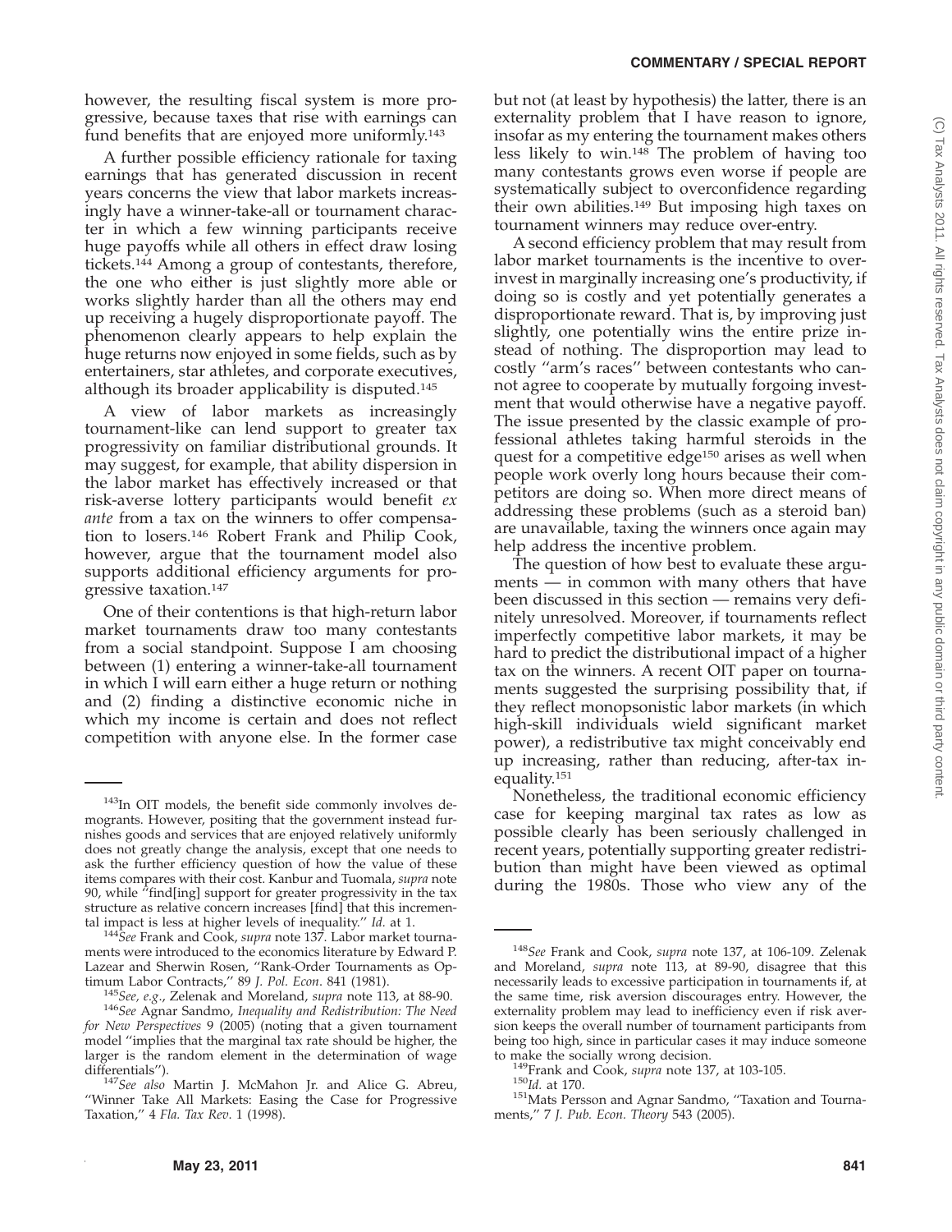however, the resulting fiscal system is more progressive, because taxes that rise with earnings can fund benefits that are enjoyed more uniformly.[143]

A further possible efficiency rationale for taxing earnings that has generated discussion in recent years concerns the view that labor markets increasingly have a winner-take-all or tournament character in which a few winning participants receive huge payoffs while all others in effect draw losing tickets.[144] Among a group of contestants, therefore, the one who either is just slightly more able or works slightly harder than all the others may end up receiving a hugely disproportionate payoff. The phenomenon clearly appears to help explain the huge returns now enjoyed in some fields, such as by entertainers, star athletes, and corporate executives, although its broader applicability is disputed.[145]

A view of labor markets as increasingly tournament-like can lend support to greater tax progressivity on familiar distributional grounds. It may suggest, for example, that ability dispersion in the labor market has effectively increased or that risk-averse lottery participants would benefit *ex ante* from a tax on the winners to offer compensation to losers.[146] Robert Frank and Philip Cook, however, argue that the tournament model also supports additional efficiency arguments for progressive taxation.[147]

One of their contentions is that high-return labor market tournaments draw too many contestants from a social standpoint. Suppose I am choosing between (1) entering a winner-take-all tournament in which I will earn either a huge return or nothing and (2) finding a distinctive economic niche in which my income is certain and does not reflect competition with anyone else. In the former case but not (at least by hypothesis) the latter, there is an externality problem that I have reason to ignore, insofar as my entering the tournament makes others less likely to win.[148] The problem of having too many contestants grows even worse if people are systematically subject to overconfidence regarding their own abilities.[149] But imposing high taxes on tournament winners may reduce over-entry.

A second efficiency problem that may result from labor market tournaments is the incentive to over-invest in marginally increasing one's productivity, if doing so is costly and yet potentially generates a disproportionate reward. That is, by improving just slightly, one potentially wins the entire prize instead of nothing. The disproportion may lead to costly ''arm's races'' between contestants who cannot agree to cooperate by mutually forgoing investment that would otherwise have a negative payoff. The issue presented by the classic example of professional athletes taking harmful steroids in the quest for a competitive edge[150] arises as well when people work overly long hours because their competitors are doing so. When more direct means of addressing these problems (such as a steroid ban) are unavailable, taxing the winners once again may help address the incentive problem.

The question of how best to evaluate these arguments — in common with many others that have been discussed in this section — remains very definitely unresolved. Moreover, if tournaments reflect imperfectly competitive labor markets, it may be hard to predict the distributional impact of a higher tax on the winners. A recent OIT paper on tournaments suggested the surprising possibility that, if they reflect monopsonistic labor markets (in which high-skill individuals wield significant market power), a redistributive tax might conceivably end up increasing, rather than reducing, after-tax inequality.[151]

Nonetheless, the traditional economic efficiency case for keeping marginal tax rates as low as possible clearly has been seriously challenged in recent years, potentially supporting greater redistribution than might have been viewed as optimal during the 1980s. Those who view any of the

---

[143]In OIT models, the benefit side commonly involves demogrants. However, positing that the government instead furnishes goods and services that are enjoyed relatively uniformly does not greatly change the analysis, except that one needs to ask the further efficiency question of how the value of these items compares with their cost. Kanbur and Tuomala, *supra* note 90, while ''find[ing] support for greater progressivity in the tax structure as relative concern increases [find] that this incremental impact is less at higher levels of inequality.'' *Id.* at 1.

[144]*See* Frank and Cook, *supra* note 137. Labor market tournaments were introduced to the economics literature by Edward P. Lazear and Sherwin Rosen, ''Rank-Order Tournaments as Optimum Labor Contracts,'' 89 *J. Pol. Econ*. 841 (1981).

[145]*See, e.g.*, Zelenak and Moreland, *supra* note 113, at 88-90.

[146]*See* Agnar Sandmo, *Inequality and Redistribution: The Need for New Perspectives* 9 (2005) (noting that a given tournament model ''implies that the marginal tax rate should be higher, the larger is the random element in the determination of wage differentials'').

[147]*See also* Martin J. McMahon Jr. and Alice G. Abreu, ''Winner Take All Markets: Easing the Case for Progressive Taxation,'' 4 *Fla. Tax Rev*. 1 (1998).

[148]*See* Frank and Cook, *supra* note 137, at 106-109. Zelenak and Moreland, *supra* note 113, at 89-90, disagree that this necessarily leads to excessive participation in tournaments if, at the same time, risk aversion discourages entry. However, the externality problem may lead to inefficiency even if risk aversion keeps the overall number of tournament participants from being too high, since in particular cases it may induce someone to make the socially wrong decision.

[149]Frank and Cook, *supra* note 137, at 103-105.

[150]*Id.* at 170.

[151]Mats Persson and Agnar Sandmo, ''Taxation and Tournaments,'' 7 *J. Pub. Econ. Theory* 543 (2005).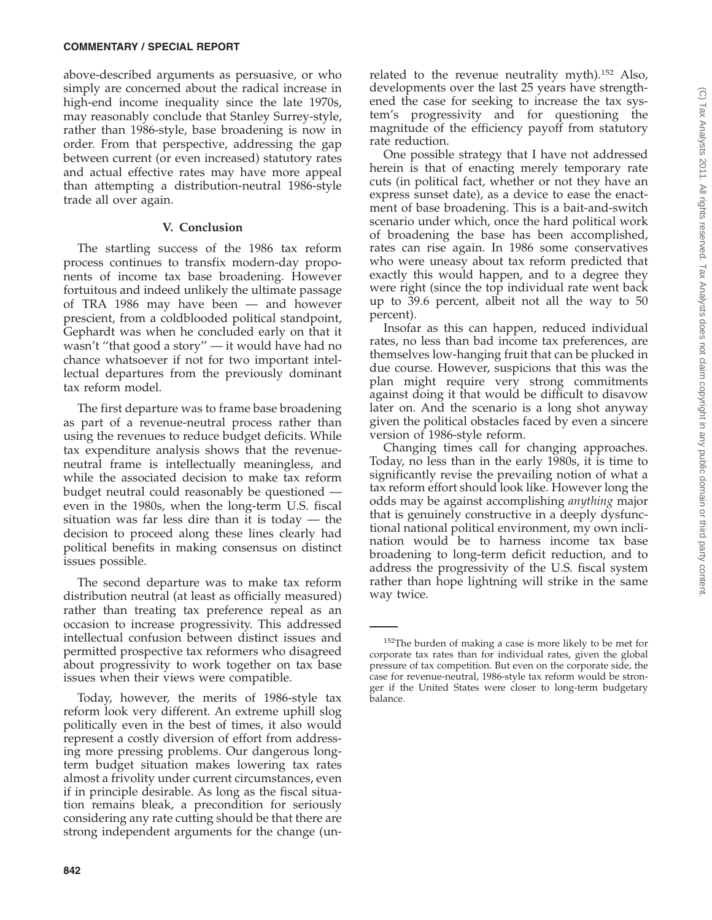above-described arguments as persuasive, or who simply are concerned about the radical increase in high-end income inequality since the late 1970s, may reasonably conclude that Stanley Surrey-style, rather than 1986-style, base broadening is now in order. From that perspective, addressing the gap between current (or even increased) statutory rates and actual effective rates may have more appeal than attempting a distribution-neutral 1986-style trade all over again.

## V. Conclusion

The startling success of the 1986 tax reform process continues to transfix modern-day proponents of income tax base broadening. However fortuitous and indeed unlikely the ultimate passage of TRA 1986 may have been — and however prescient, from a coldblooded political standpoint, Gephardt was when he concluded early on that it wasn't "that good a story" — it would have had no chance whatsoever if not for two important intellectual departures from the previously dominant tax reform model.

The first departure was to frame base broadening as part of a revenue-neutral process rather than using the revenues to reduce budget deficits. While tax expenditure analysis shows that the revenue-neutral frame is intellectually meaningless, and while the associated decision to make tax reform budget neutral could reasonably be questioned — even in the 1980s, when the long-term U.S. fiscal situation was far less dire than it is today — the decision to proceed along these lines clearly had political benefits in making consensus on distinct issues possible.

The second departure was to make tax reform distribution neutral (at least as officially measured) rather than treating tax preference repeal as an occasion to increase progressivity. This addressed intellectual confusion between distinct issues and permitted prospective tax reformers who disagreed about progressivity to work together on tax base issues when their views were compatible.

Today, however, the merits of 1986-style tax reform look very different. An extreme uphill slog politically even in the best of times, it also would represent a costly diversion of effort from addressing more pressing problems. Our dangerous long-term budget situation makes lowering tax rates almost a frivolity under current circumstances, even if in principle desirable. As long as the fiscal situation remains bleak, a precondition for seriously considering any rate cutting should be that there are strong independent arguments for the change (unrelated to the revenue neutrality myth).[152] Also, developments over the last 25 years have strengthened the case for seeking to increase the tax system's progressivity and for questioning the magnitude of the efficiency payoff from statutory rate reduction.

One possible strategy that I have not addressed herein is that of enacting merely temporary rate cuts (in political fact, whether or not they have an express sunset date), as a device to ease the enactment of base broadening. This is a bait-and-switch scenario under which, once the hard political work of broadening the base has been accomplished, rates can rise again. In 1986 some conservatives who were uneasy about tax reform predicted that exactly this would happen, and to a degree they were right (since the top individual rate went back up to 39.6 percent, albeit not all the way to 50 percent).

Insofar as this can happen, reduced individual rates, no less than bad income tax preferences, are themselves low-hanging fruit that can be plucked in due course. However, suspicions that this was the plan might require very strong commitments against doing it that would be difficult to disavow later on. And the scenario is a long shot anyway given the political obstacles faced by even a sincere version of 1986-style reform.

Changing times call for changing approaches. Today, no less than in the early 1980s, it is time to significantly revise the prevailing notion of what a tax reform effort should look like. However long the odds may be against accomplishing *anything* major that is genuinely constructive in a deeply dysfunctional national political environment, my own inclination would be to harness income tax base broadening to long-term deficit reduction, and to address the progressivity of the U.S. fiscal system rather than hope lightning will strike in the same way twice.

---

[152]The burden of making a case is more likely to be met for corporate tax rates than for individual rates, given the global pressure of tax competition. But even on the corporate side, the case for revenue-neutral, 1986-style tax reform would be stronger if the United States were closer to long-term budgetary balance.